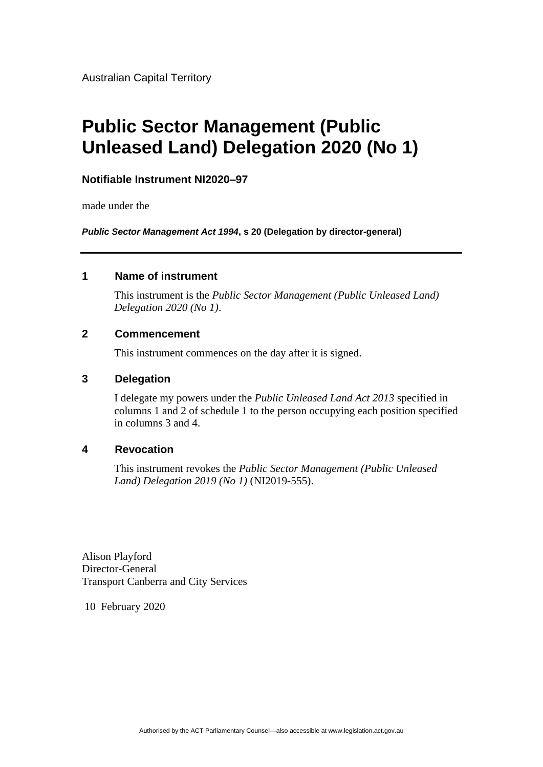Australian Capital Territory

# Public Sector Management (Public Unleased Land) Delegation 2020 (No 1)

**Notifiable Instrument NI2020–97**

made under the

***Public Sector Management Act 1994*, s 20 (Delegation by director-general)**

---

## 1 Name of instrument

This instrument is the *Public Sector Management (Public Unleased Land) Delegation 2020 (No 1)*.

## 2 Commencement

This instrument commences on the day after it is signed.

## 3 Delegation

I delegate my powers under the *Public Unleased Land Act 2013* specified in columns 1 and 2 of schedule 1 to the person occupying each position specified in columns 3 and 4.

## 4 Revocation

This instrument revokes the *Public Sector Management (Public Unleased Land) Delegation 2019 (No 1)* (NI2019-555).

Alison Playford
Director-General
Transport Canberra and City Services

10 February 2020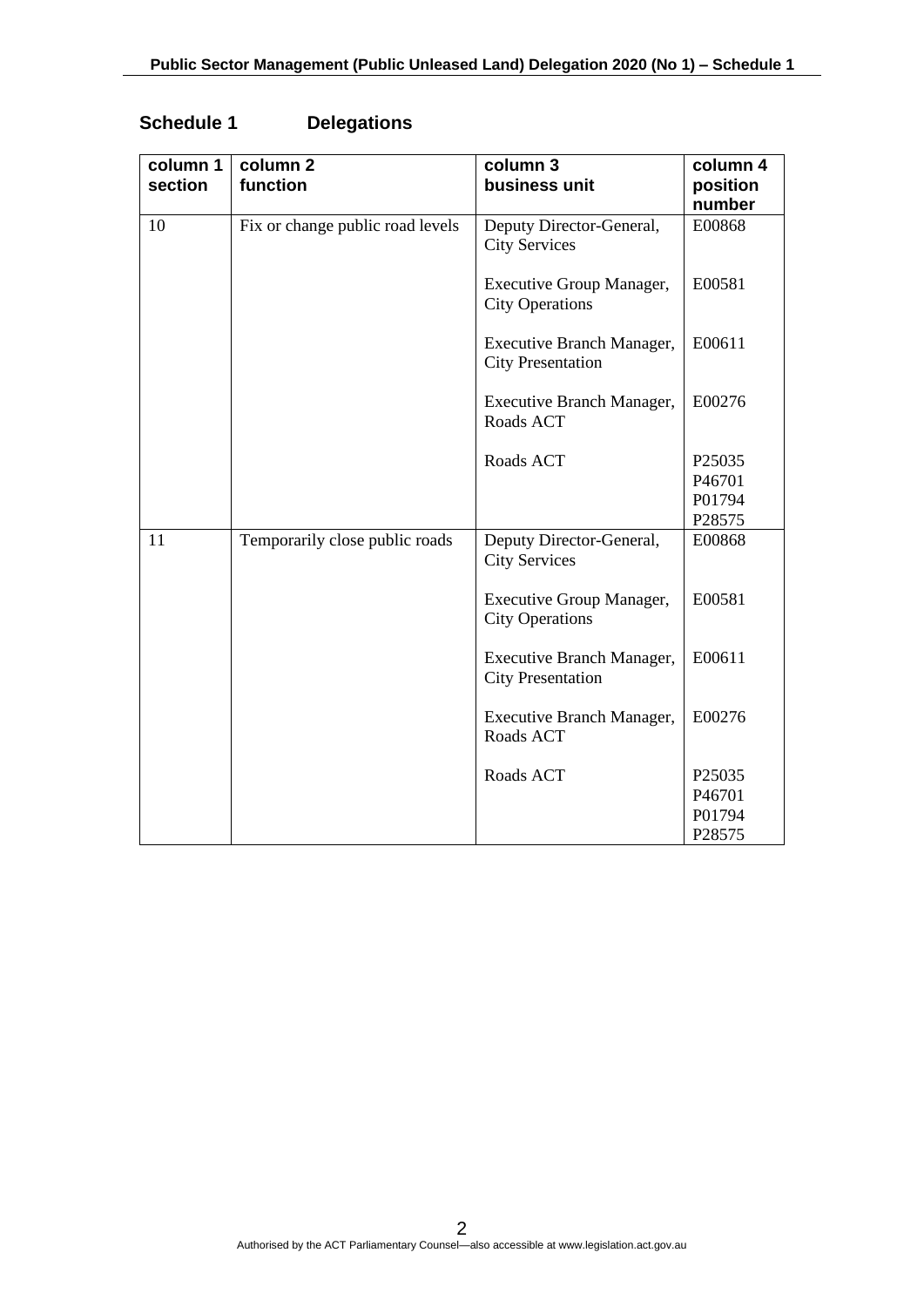## Schedule 1 Delegations

| column 1 section | column 2 function | column 3 business unit | column 4 position number |
|---|---|---|---|
| 10 | Fix or change public road levels | Deputy Director-General, City Services | E00868 |
| | | Executive Group Manager, City Operations | E00581 |
| | | Executive Branch Manager, City Presentation | E00611 |
| | | Executive Branch Manager, Roads ACT | E00276 |
| | | Roads ACT | P25035<br>P46701<br>P01794<br>P28575 |
| 11 | Temporarily close public roads | Deputy Director-General, City Services | E00868 |
| | | Executive Group Manager, City Operations | E00581 |
| | | Executive Branch Manager, City Presentation | E00611 |
| | | Executive Branch Manager, Roads ACT | E00276 |
| | | Roads ACT | P25035<br>P46701<br>P01794<br>P28575 |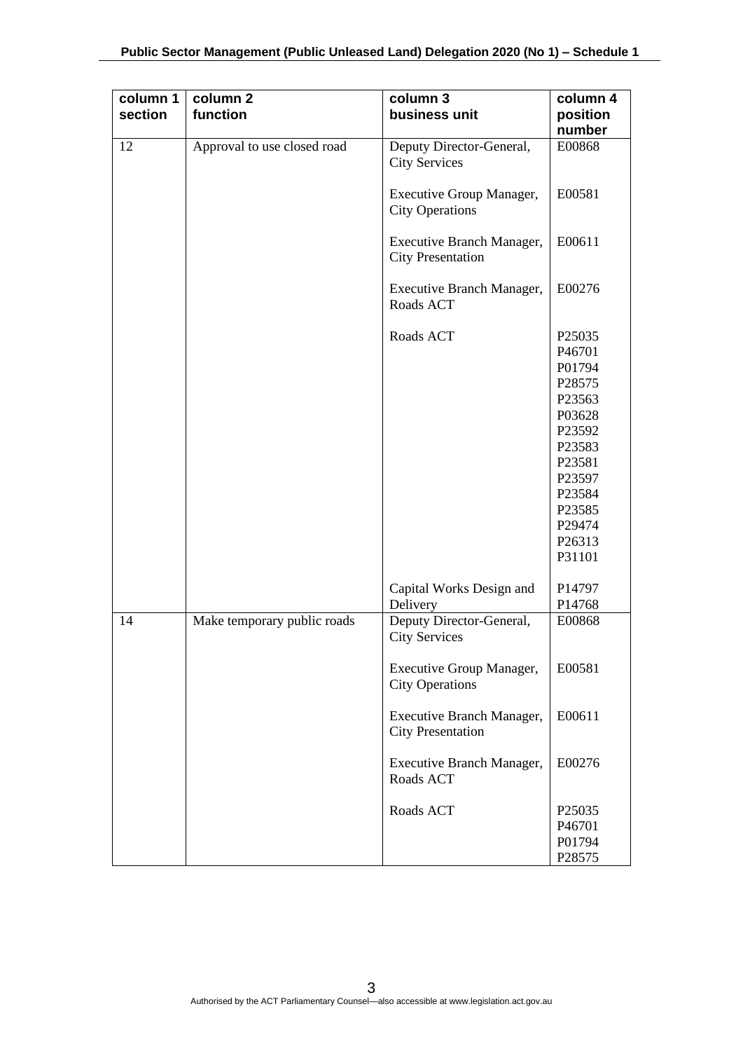| column 1 section | column 2 function | column 3 business unit | column 4 position number |
|---|---|---|---|
| 12 | Approval to use closed road | Deputy Director-General, City Services | E00868 |
| | | Executive Group Manager, City Operations | E00581 |
| | | Executive Branch Manager, City Presentation | E00611 |
| | | Executive Branch Manager, Roads ACT | E00276 |
| | | Roads ACT | P25035 P46701 P01794 P28575 P23563 P03628 P23592 P23583 P23581 P23597 P23584 P23585 P29474 P26313 P31101 |
| | | Capital Works Design and Delivery | P14797 P14768 |
| 14 | Make temporary public roads | Deputy Director-General, City Services | E00868 |
| | | Executive Group Manager, City Operations | E00581 |
| | | Executive Branch Manager, City Presentation | E00611 |
| | | Executive Branch Manager, Roads ACT | E00276 |
| | | Roads ACT | P25035 P46701 P01794 P28575 |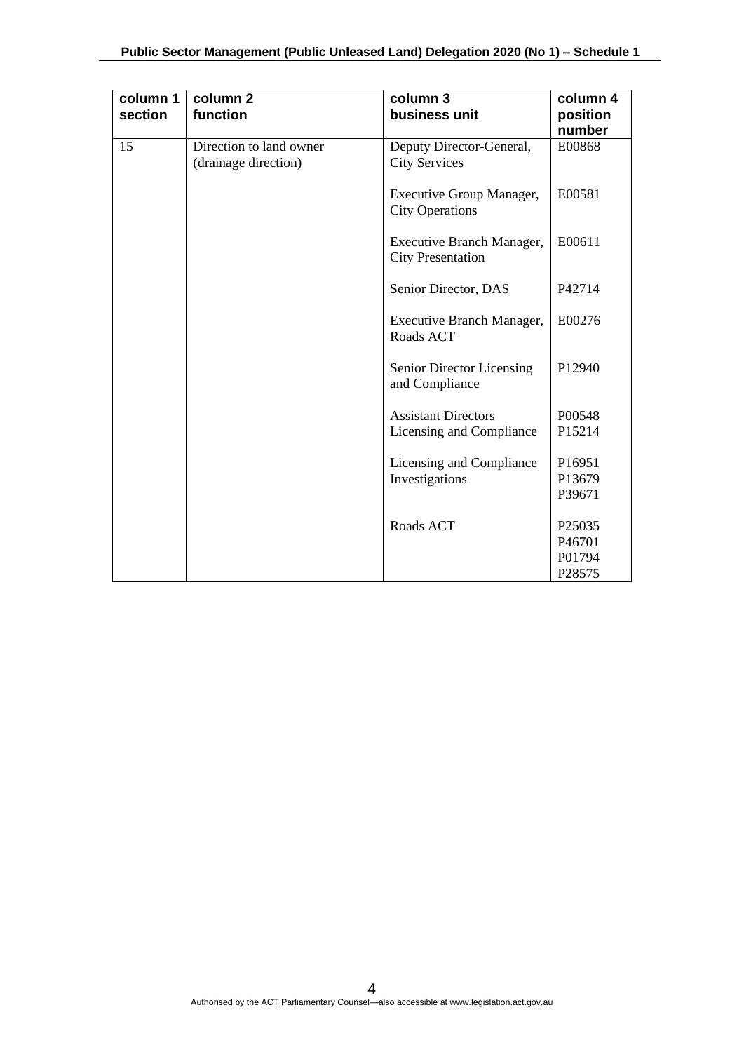| column 1 section | column 2 function | column 3 business unit | column 4 position number |
|---|---|---|---|
| 15 | Direction to land owner (drainage direction) | Deputy Director-General, City Services | E00868 |
| | | Executive Group Manager, City Operations | E00581 |
| | | Executive Branch Manager, City Presentation | E00611 |
| | | Senior Director, DAS | P42714 |
| | | Executive Branch Manager, Roads ACT | E00276 |
| | | Senior Director Licensing and Compliance | P12940 |
| | | Assistant Directors Licensing and Compliance | P00548<br>P15214 |
| | | Licensing and Compliance Investigations | P16951<br>P13679<br>P39671 |
| | | Roads ACT | P25035<br>P46701<br>P01794<br>P28575 |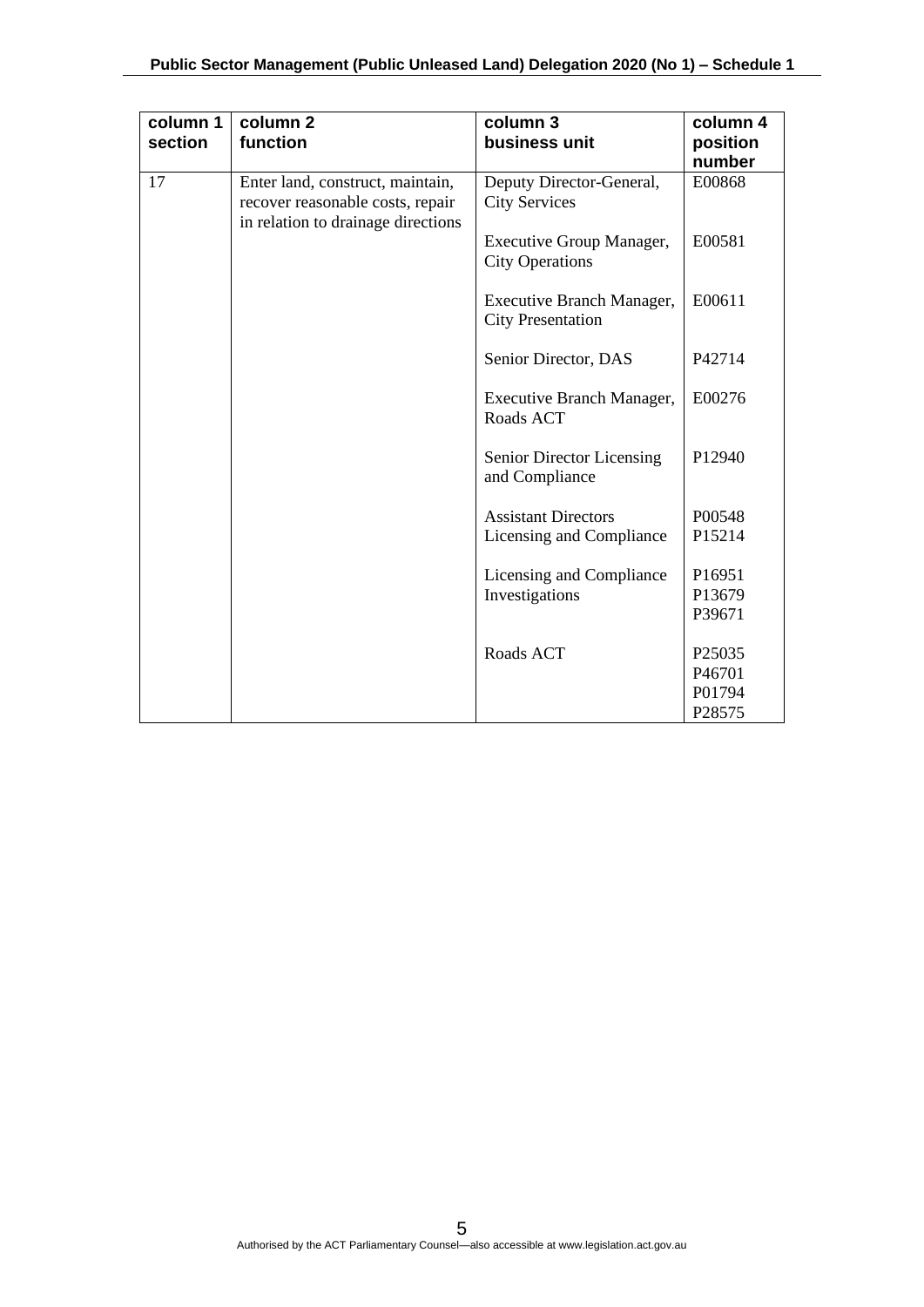| column 1 section | column 2 function | column 3 business unit | column 4 position number |
|---|---|---|---|
| 17 | Enter land, construct, maintain, recover reasonable costs, repair in relation to drainage directions | Deputy Director-General, City Services | E00868 |
| | | Executive Group Manager, City Operations | E00581 |
| | | Executive Branch Manager, City Presentation | E00611 |
| | | Senior Director, DAS | P42714 |
| | | Executive Branch Manager, Roads ACT | E00276 |
| | | Senior Director Licensing and Compliance | P12940 |
| | | Assistant Directors Licensing and Compliance | P00548 P15214 |
| | | Licensing and Compliance Investigations | P16951 P13679 P39671 |
| | | Roads ACT | P25035 P46701 P01794 P28575 |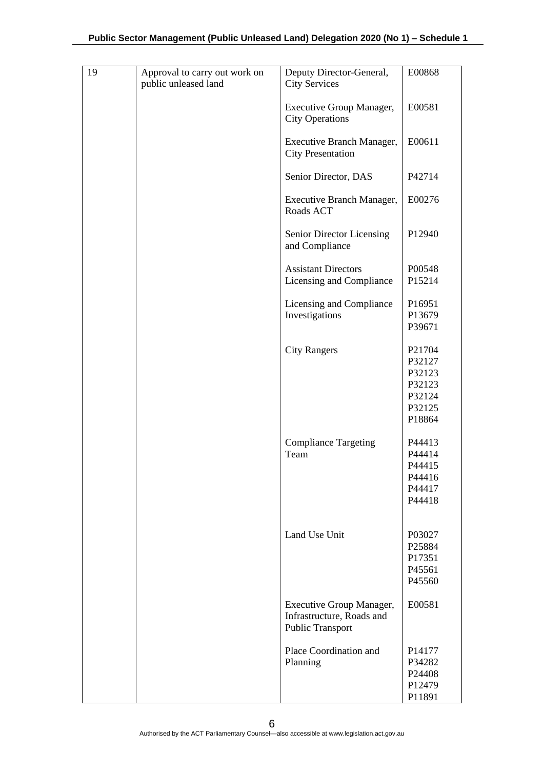| 19 | Approval to carry out work on public unleased land | Deputy Director-General, City Services | E00868 |
|---|---|---|---|
| | | Executive Group Manager, City Operations | E00581 |
| | | Executive Branch Manager, City Presentation | E00611 |
| | | Senior Director, DAS | P42714 |
| | | Executive Branch Manager, Roads ACT | E00276 |
| | | Senior Director Licensing and Compliance | P12940 |
| | | Assistant Directors Licensing and Compliance | P00548<br>P15214 |
| | | Licensing and Compliance Investigations | P16951<br>P13679<br>P39671 |
| | | City Rangers | P21704<br>P32127<br>P32123<br>P32123<br>P32124<br>P32125<br>P18864 |
| | | Compliance Targeting Team | P44413<br>P44414<br>P44415<br>P44416<br>P44417<br>P44418 |
| | | Land Use Unit | P03027<br>P25884<br>P17351<br>P45561<br>P45560 |
| | | Executive Group Manager, Infrastructure, Roads and Public Transport | E00581 |
| | | Place Coordination and Planning | P14177<br>P34282<br>P24408<br>P12479<br>P11891 |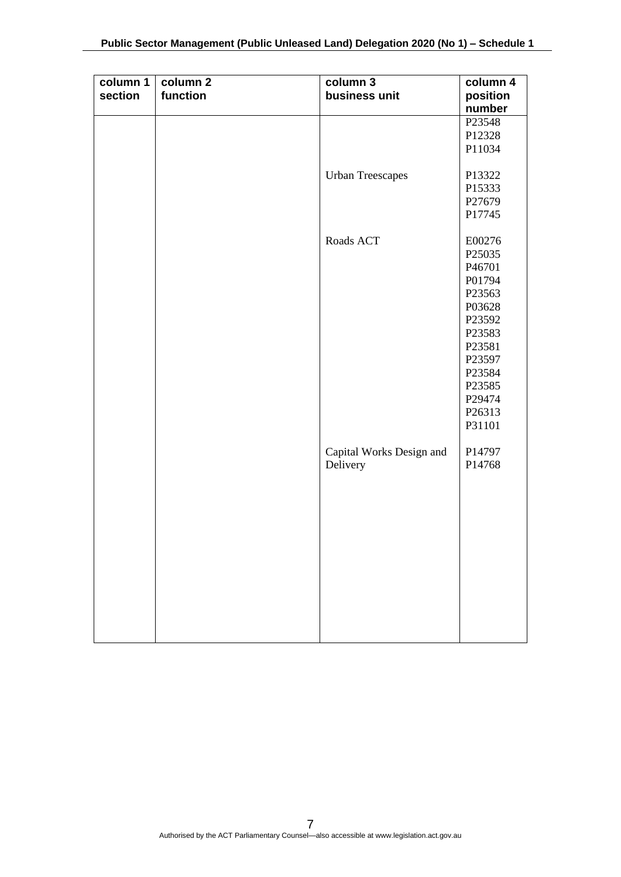| column 1 section | column 2 function | column 3 business unit | column 4 position number |
|---|---|---|---|
| | | | P23548 |
| | | | P12328 |
| | | | P11034 |
| | | Urban Treescapes | P13322 |
| | | | P15333 |
| | | | P27679 |
| | | | P17745 |
| | | Roads ACT | E00276 |
| | | | P25035 |
| | | | P46701 |
| | | | P01794 |
| | | | P23563 |
| | | | P03628 |
| | | | P23592 |
| | | | P23583 |
| | | | P23581 |
| | | | P23597 |
| | | | P23584 |
| | | | P23585 |
| | | | P29474 |
| | | | P26313 |
| | | | P31101 |
| | | Capital Works Design and Delivery | P14797 |
| | | | P14768 |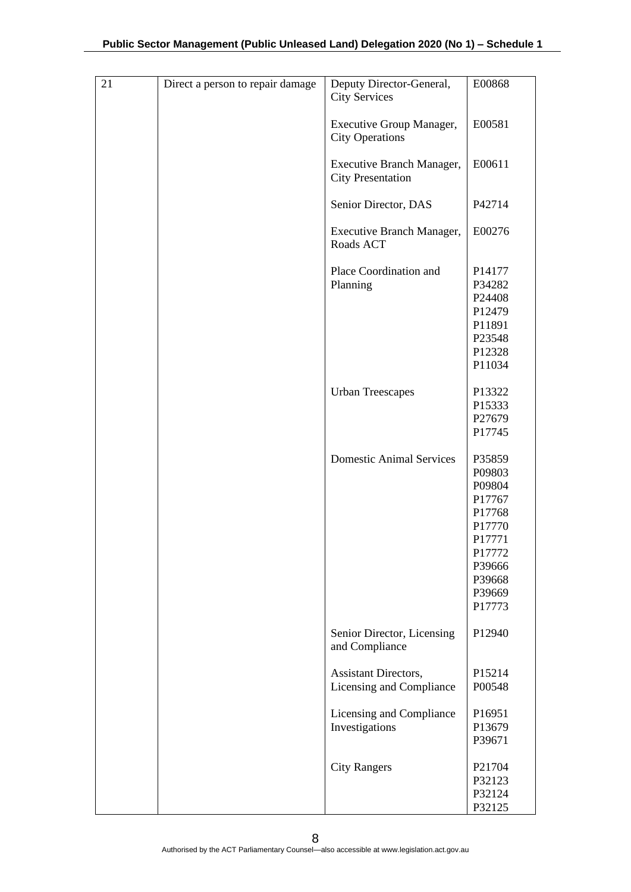| | | | |
|---|---|---|---|
| 21 | Direct a person to repair damage | Deputy Director-General, City Services | E00868 |
| | | Executive Group Manager, City Operations | E00581 |
| | | Executive Branch Manager, City Presentation | E00611 |
| | | Senior Director, DAS | P42714 |
| | | Executive Branch Manager, Roads ACT | E00276 |
| | | Place Coordination and Planning | P14177<br>P34282<br>P24408<br>P12479<br>P11891<br>P23548<br>P12328<br>P11034 |
| | | Urban Treescapes | P13322<br>P15333<br>P27679<br>P17745 |
| | | Domestic Animal Services | P35859<br>P09803<br>P09804<br>P17767<br>P17768<br>P17770<br>P17771<br>P17772<br>P39666<br>P39668<br>P39669<br>P17773 |
| | | Senior Director, Licensing and Compliance | P12940 |
| | | Assistant Directors, Licensing and Compliance | P15214<br>P00548 |
| | | Licensing and Compliance Investigations | P16951<br>P13679<br>P39671 |
| | | City Rangers | P21704<br>P32123<br>P32124<br>P32125 |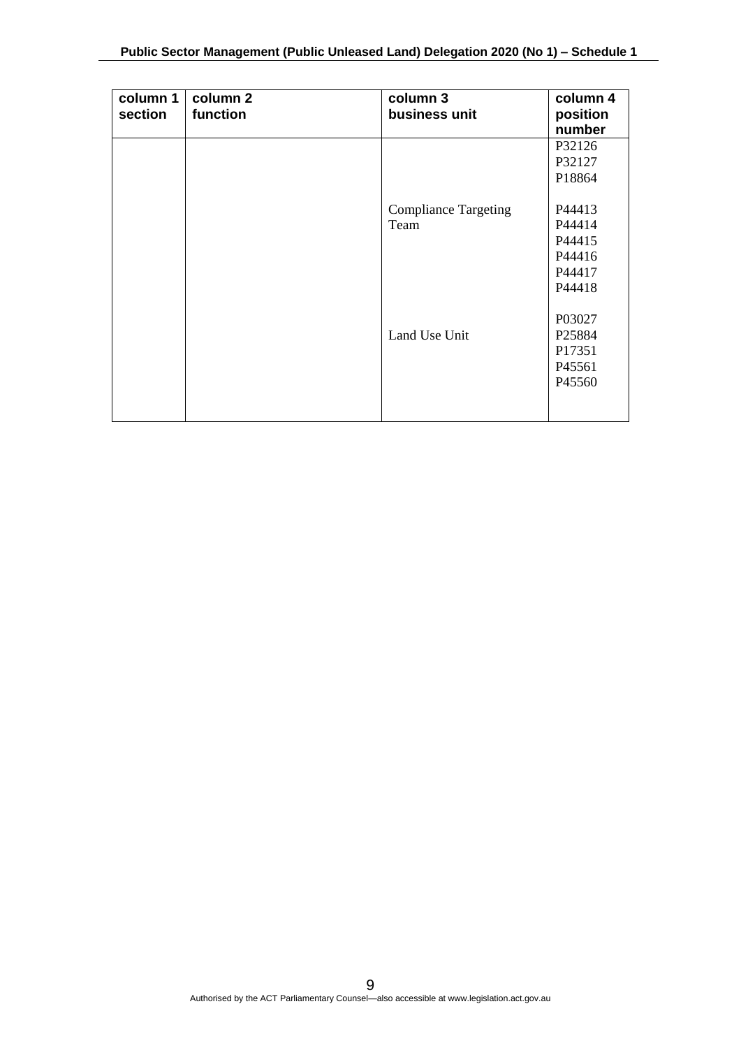| column 1 section | column 2 function | column 3 business unit | column 4 position number |
|---|---|---|---|
| | | | P32126<br>P32127<br>P18864 |
| | | Compliance Targeting Team | P44413<br>P44414<br>P44415<br>P44416<br>P44417<br>P44418 |
| | | Land Use Unit | P03027<br>P25884<br>P17351<br>P45561<br>P45560 |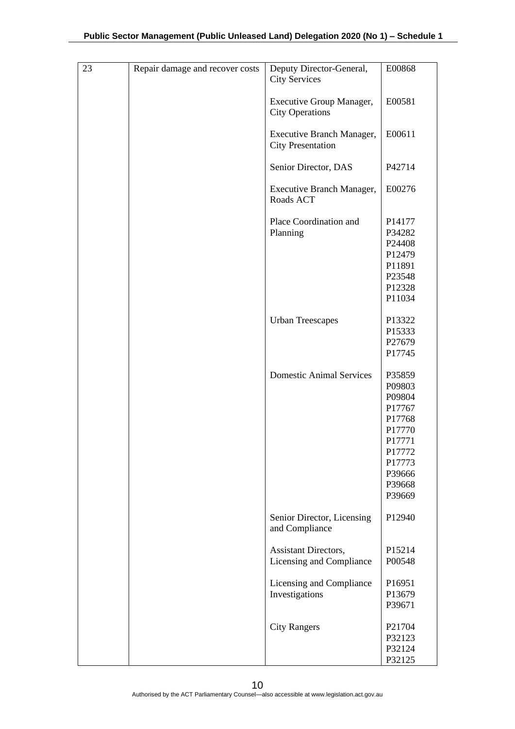| | | | |
|---|---|---|---|
| 23 | Repair damage and recover costs | Deputy Director-General, City Services | E00868 |
| | | Executive Group Manager, City Operations | E00581 |
| | | Executive Branch Manager, City Presentation | E00611 |
| | | Senior Director, DAS | P42714 |
| | | Executive Branch Manager, Roads ACT | E00276 |
| | | Place Coordination and Planning | P14177<br>P34282<br>P24408<br>P12479<br>P11891<br>P23548<br>P12328<br>P11034 |
| | | Urban Treescapes | P13322<br>P15333<br>P27679<br>P17745 |
| | | Domestic Animal Services | P35859<br>P09803<br>P09804<br>P17767<br>P17768<br>P17770<br>P17771<br>P17772<br>P17773<br>P39666<br>P39668<br>P39669 |
| | | Senior Director, Licensing and Compliance | P12940 |
| | | Assistant Directors, Licensing and Compliance | P15214<br>P00548 |
| | | Licensing and Compliance Investigations | P16951<br>P13679<br>P39671 |
| | | City Rangers | P21704<br>P32123<br>P32124<br>P32125 |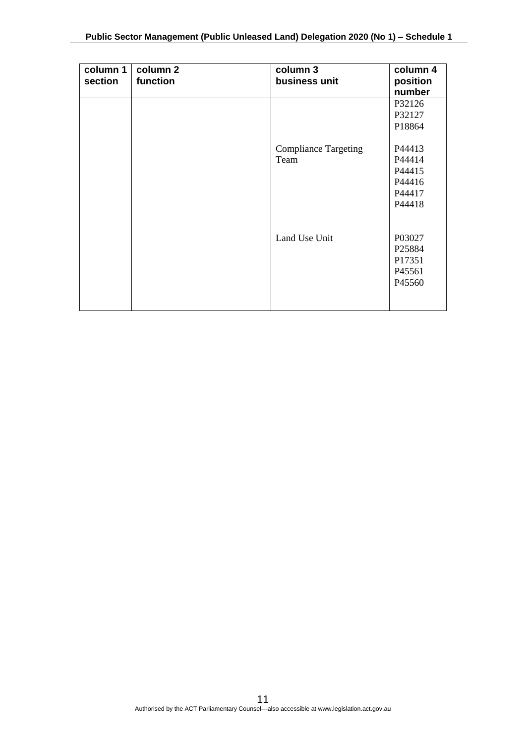| column 1 section | column 2 function | column 3 business unit | column 4 position number |
|---|---|---|---|
| | | | P32126<br>P32127<br>P18864 |
| | | Compliance Targeting Team | P44413<br>P44414<br>P44415<br>P44416<br>P44417<br>P44418 |
| | | Land Use Unit | P03027<br>P25884<br>P17351<br>P45561<br>P45560 |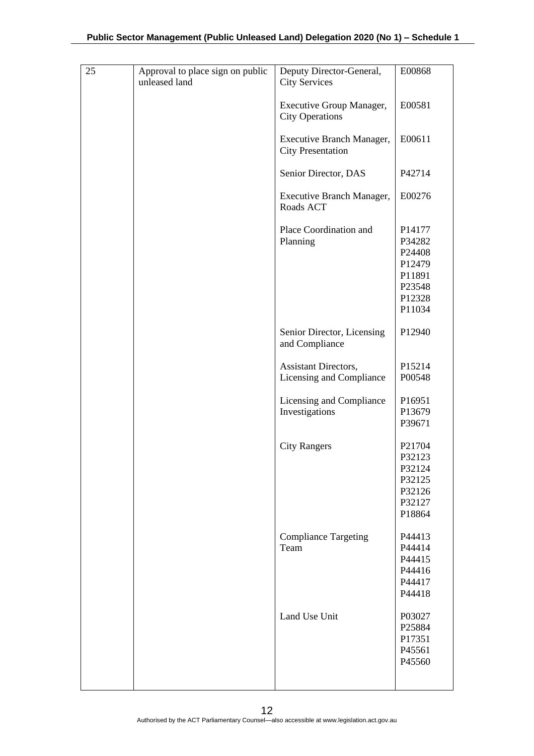| | | | |
|---|---|---|---|
| 25 | Approval to place sign on public unleased land | Deputy Director-General, City Services | E00868 |
| | | Executive Group Manager, City Operations | E00581 |
| | | Executive Branch Manager, City Presentation | E00611 |
| | | Senior Director, DAS | P42714 |
| | | Executive Branch Manager, Roads ACT | E00276 |
| | | Place Coordination and Planning | P14177<br>P34282<br>P24408<br>P12479<br>P11891<br>P23548<br>P12328<br>P11034 |
| | | Senior Director, Licensing and Compliance | P12940 |
| | | Assistant Directors, Licensing and Compliance | P15214<br>P00548 |
| | | Licensing and Compliance Investigations | P16951<br>P13679<br>P39671 |
| | | City Rangers | P21704<br>P32123<br>P32124<br>P32125<br>P32126<br>P32127<br>P18864 |
| | | Compliance Targeting Team | P44413<br>P44414<br>P44415<br>P44416<br>P44417<br>P44418 |
| | | Land Use Unit | P03027<br>P25884<br>P17351<br>P45561<br>P45560 |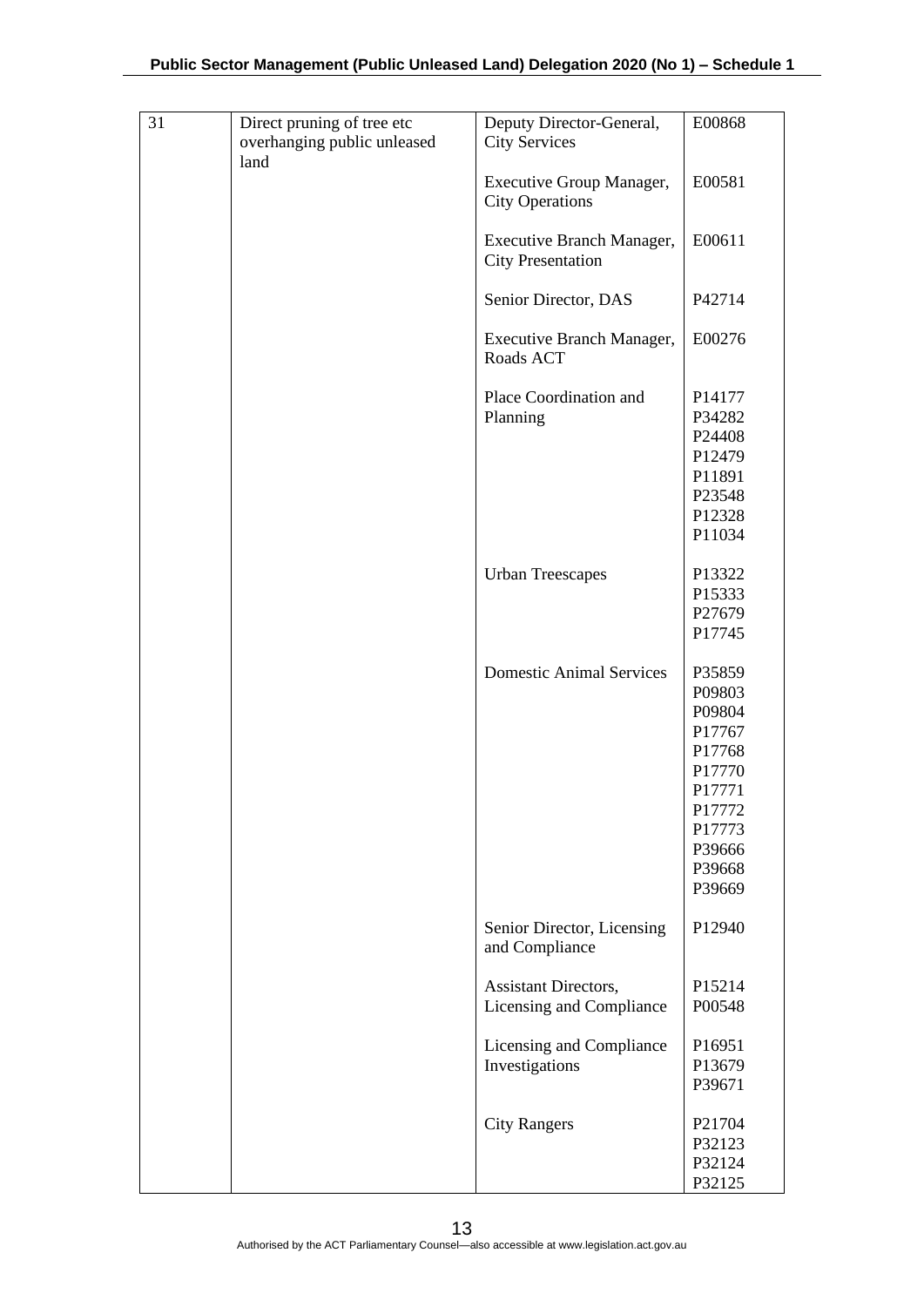| 31 | Direct pruning of tree etc overhanging public unleased land | Deputy Director-General, City Services | E00868 |
|---|---|---|---|
| | | Executive Group Manager, City Operations | E00581 |
| | | Executive Branch Manager, City Presentation | E00611 |
| | | Senior Director, DAS | P42714 |
| | | Executive Branch Manager, Roads ACT | E00276 |
| | | Place Coordination and Planning | P14177<br>P34282<br>P24408<br>P12479<br>P11891<br>P23548<br>P12328<br>P11034 |
| | | Urban Treescapes | P13322<br>P15333<br>P27679<br>P17745 |
| | | Domestic Animal Services | P35859<br>P09803<br>P09804<br>P17767<br>P17768<br>P17770<br>P17771<br>P17772<br>P17773<br>P39666<br>P39668<br>P39669 |
| | | Senior Director, Licensing and Compliance | P12940 |
| | | Assistant Directors, Licensing and Compliance | P15214<br>P00548 |
| | | Licensing and Compliance Investigations | P16951<br>P13679<br>P39671 |
| | | City Rangers | P21704<br>P32123<br>P32124<br>P32125 |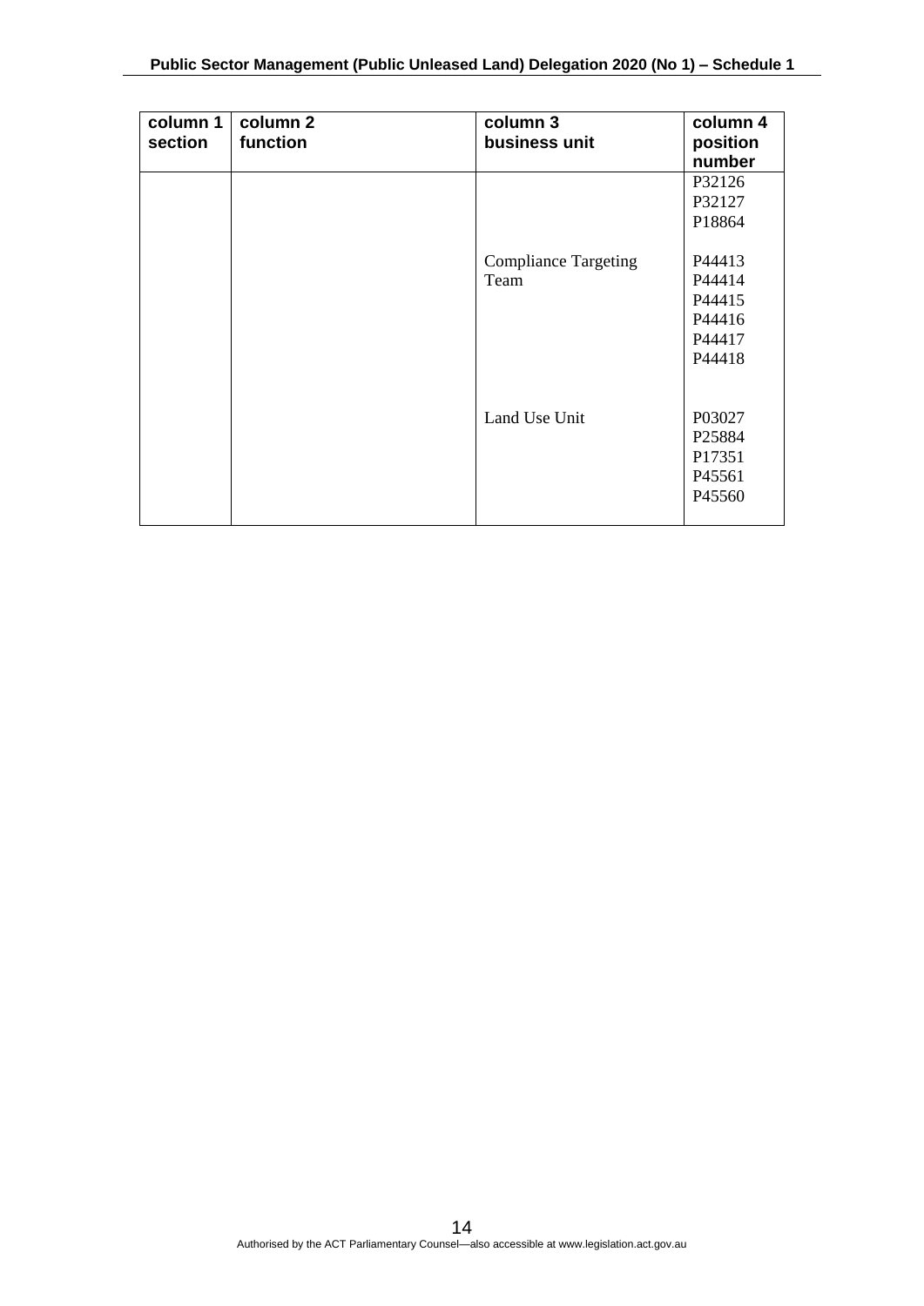| column 1 section | column 2 function | column 3 business unit | column 4 position number |
|---|---|---|---|
| | | | P32126<br>P32127<br>P18864 |
| | | Compliance Targeting Team | P44413<br>P44414<br>P44415<br>P44416<br>P44417<br>P44418 |
| | | Land Use Unit | P03027<br>P25884<br>P17351<br>P45561<br>P45560 |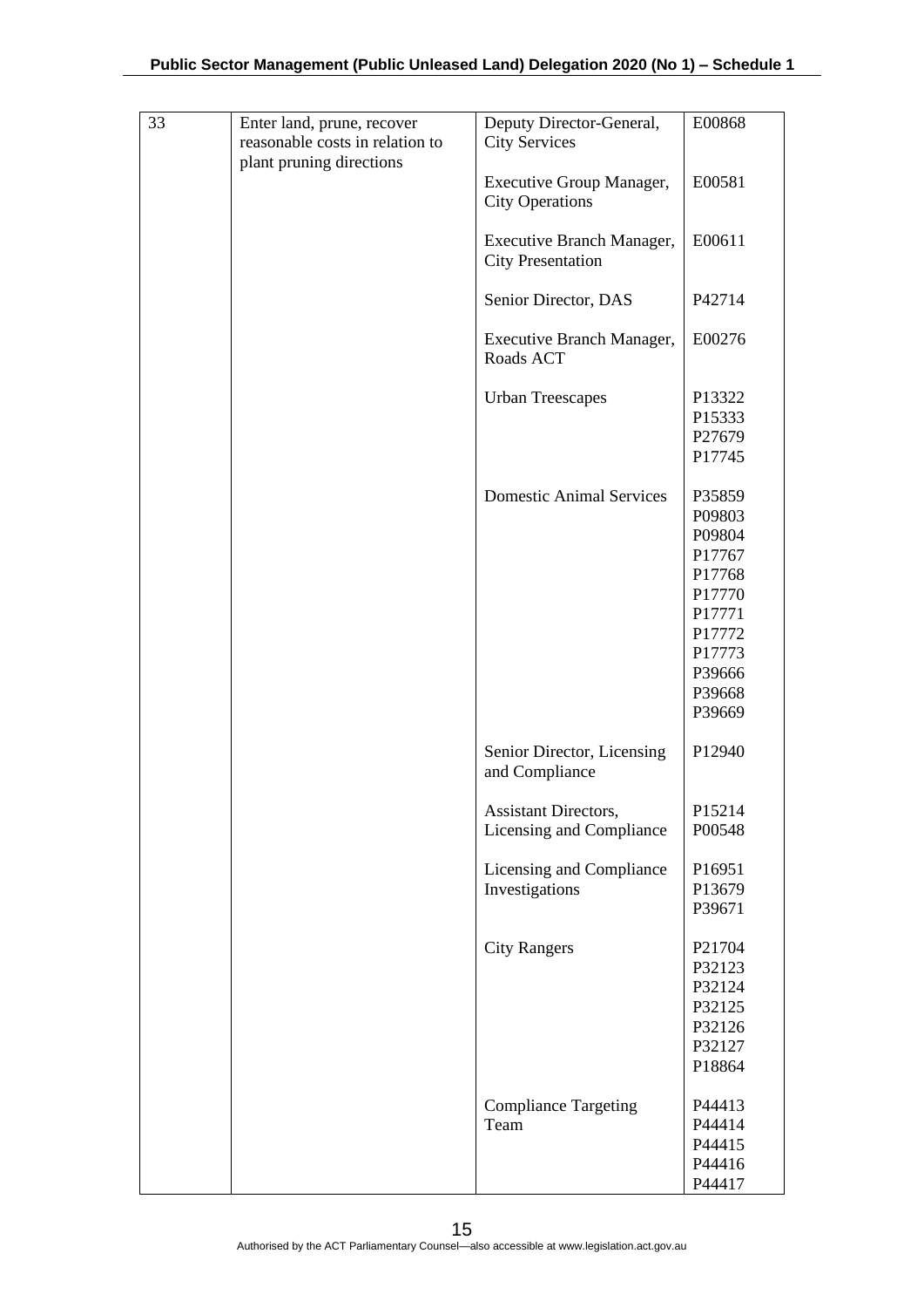| | | | |
|---|---|---|---|
| 33 | Enter land, prune, recover reasonable costs in relation to plant pruning directions | Deputy Director-General, City Services | E00868 |
| | | Executive Group Manager, City Operations | E00581 |
| | | Executive Branch Manager, City Presentation | E00611 |
| | | Senior Director, DAS | P42714 |
| | | Executive Branch Manager, Roads ACT | E00276 |
| | | Urban Treescapes | P13322<br>P15333<br>P27679<br>P17745 |
| | | Domestic Animal Services | P35859<br>P09803<br>P09804<br>P17767<br>P17768<br>P17770<br>P17771<br>P17772<br>P17773<br>P39666<br>P39668<br>P39669 |
| | | Senior Director, Licensing and Compliance | P12940 |
| | | Assistant Directors, Licensing and Compliance | P15214<br>P00548 |
| | | Licensing and Compliance Investigations | P16951<br>P13679<br>P39671 |
| | | City Rangers | P21704<br>P32123<br>P32124<br>P32125<br>P32126<br>P32127<br>P18864 |
| | | Compliance Targeting Team | P44413<br>P44414<br>P44415<br>P44416<br>P44417 |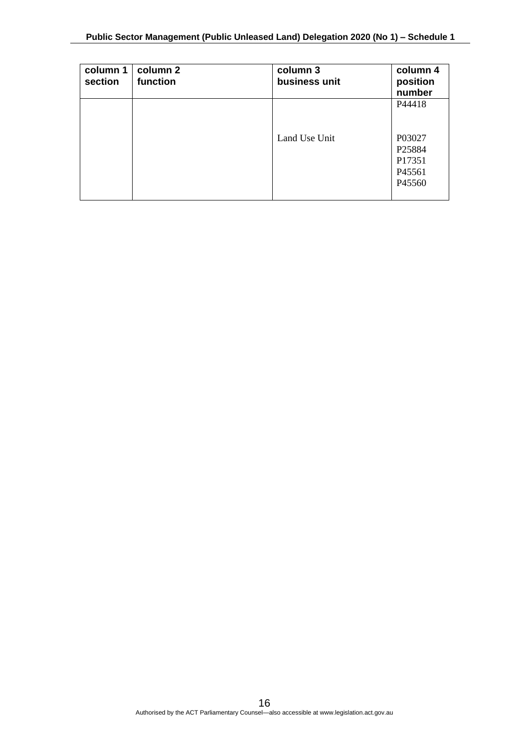| column 1 section | column 2 function | column 3 business unit | column 4 position number |
|---|---|---|---|
| | | | P44418 |
| | | Land Use Unit | P03027<br>P25884<br>P17351<br>P45561<br>P45560 |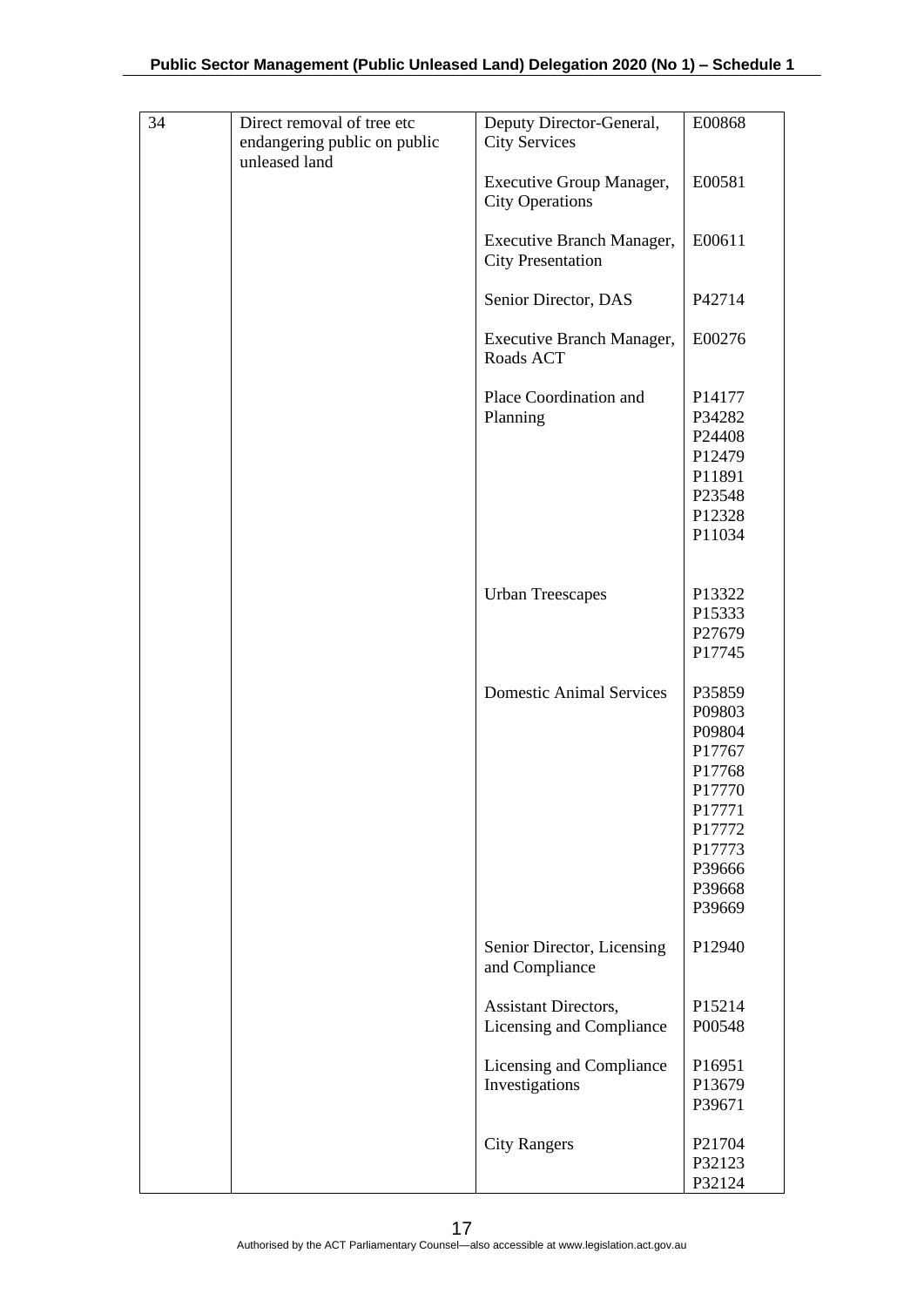| 34 | Direct removal of tree etc endangering public on public unleased land | Deputy Director-General, City Services | E00868 |
|---|---|---|---|
| | | Executive Group Manager, City Operations | E00581 |
| | | Executive Branch Manager, City Presentation | E00611 |
| | | Senior Director, DAS | P42714 |
| | | Executive Branch Manager, Roads ACT | E00276 |
| | | Place Coordination and Planning | P14177<br>P34282<br>P24408<br>P12479<br>P11891<br>P23548<br>P12328<br>P11034 |
| | | Urban Treescapes | P13322<br>P15333<br>P27679<br>P17745 |
| | | Domestic Animal Services | P35859<br>P09803<br>P09804<br>P17767<br>P17768<br>P17770<br>P17771<br>P17772<br>P17773<br>P39666<br>P39668<br>P39669 |
| | | Senior Director, Licensing and Compliance | P12940 |
| | | Assistant Directors, Licensing and Compliance | P15214<br>P00548 |
| | | Licensing and Compliance Investigations | P16951<br>P13679<br>P39671 |
| | | City Rangers | P21704<br>P32123<br>P32124 |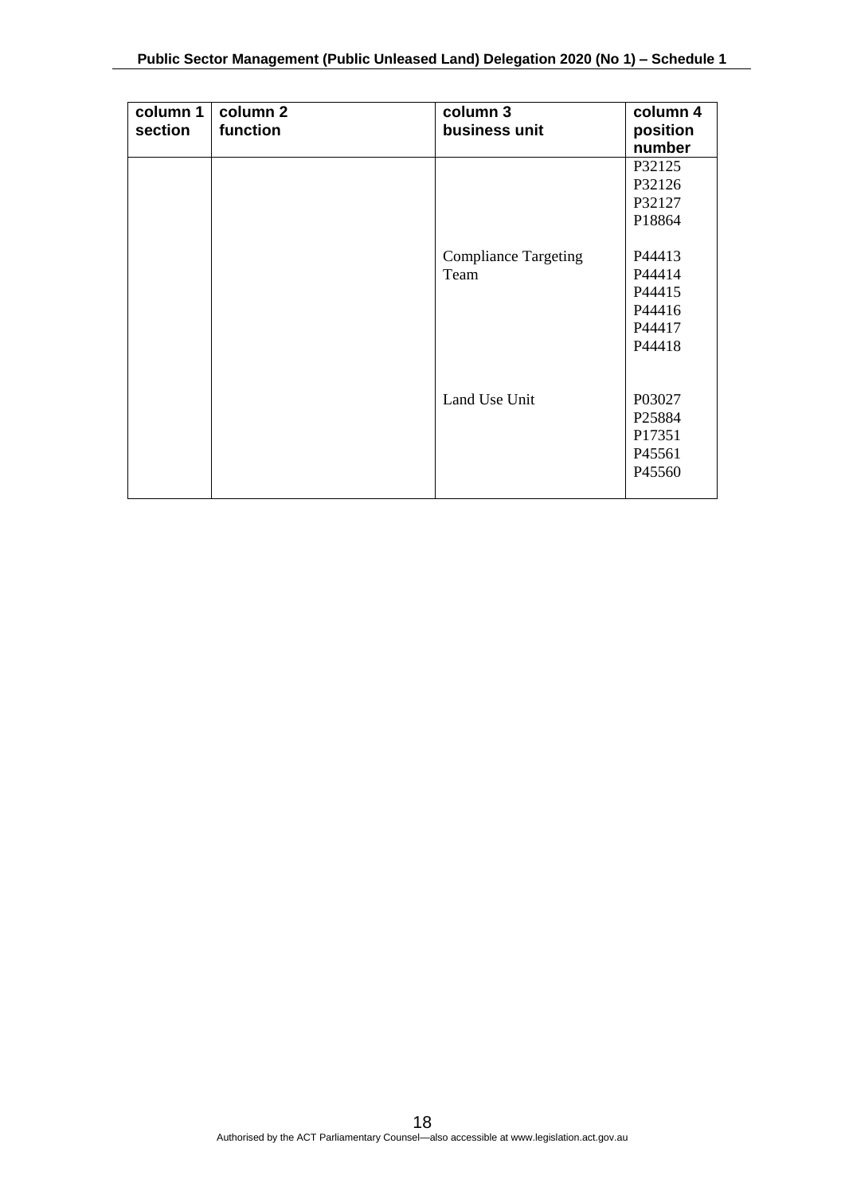| column 1 section | column 2 function | column 3 business unit | column 4 position number |
|---|---|---|---|
| | | | P32125<br>P32126<br>P32127<br>P18864 |
| | | Compliance Targeting Team | P44413<br>P44414<br>P44415<br>P44416<br>P44417<br>P44418 |
| | | Land Use Unit | P03027<br>P25884<br>P17351<br>P45561<br>P45560 |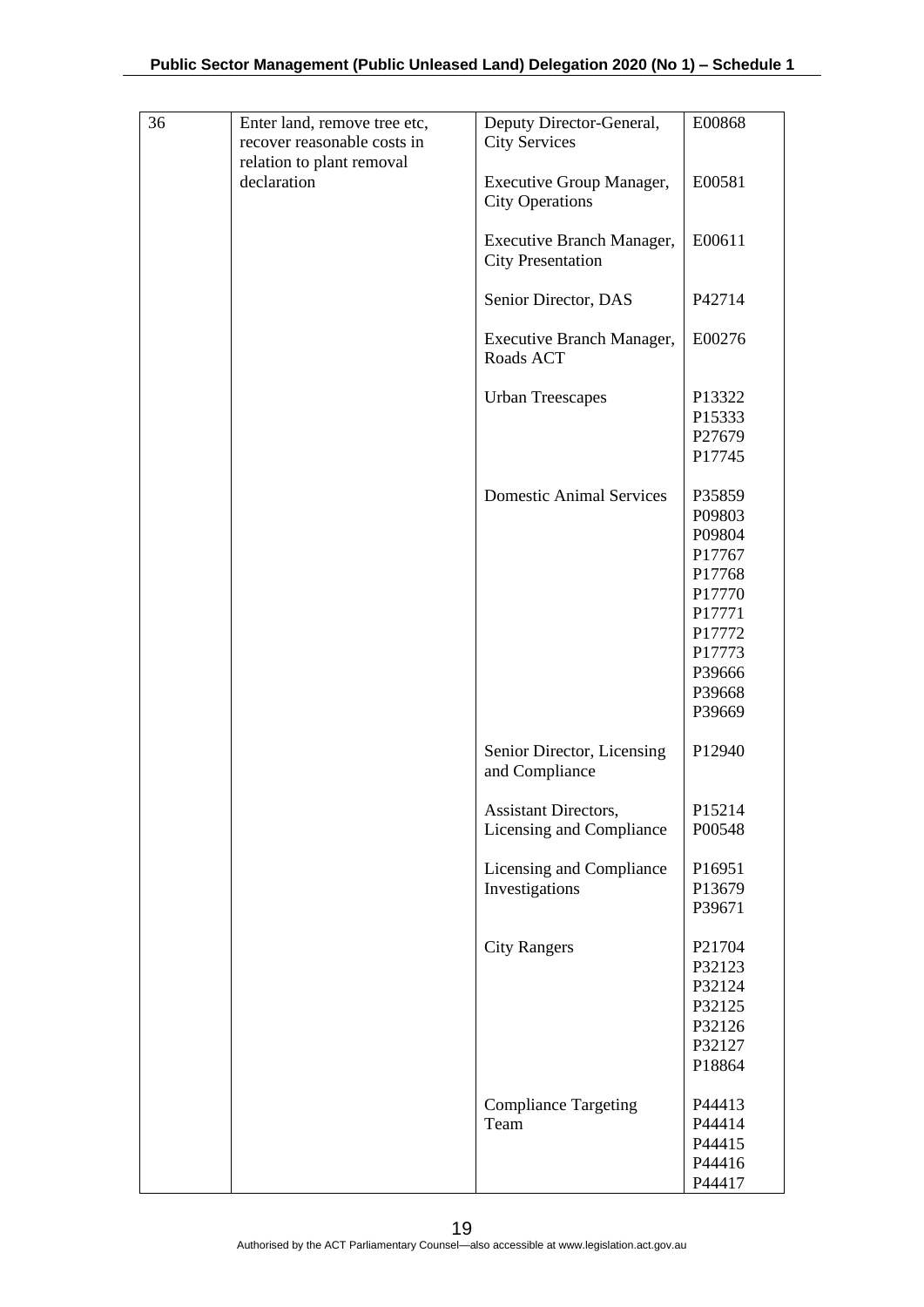| | | | |
|---|---|---|---|
| 36 | Enter land, remove tree etc, recover reasonable costs in relation to plant removal declaration | Deputy Director-General, City Services | E00868 |
| | | Executive Group Manager, City Operations | E00581 |
| | | Executive Branch Manager, City Presentation | E00611 |
| | | Senior Director, DAS | P42714 |
| | | Executive Branch Manager, Roads ACT | E00276 |
| | | Urban Treescapes | P13322<br>P15333<br>P27679<br>P17745 |
| | | Domestic Animal Services | P35859<br>P09803<br>P09804<br>P17767<br>P17768<br>P17770<br>P17771<br>P17772<br>P17773<br>P39666<br>P39668<br>P39669 |
| | | Senior Director, Licensing and Compliance | P12940 |
| | | Assistant Directors, Licensing and Compliance | P15214<br>P00548 |
| | | Licensing and Compliance Investigations | P16951<br>P13679<br>P39671 |
| | | City Rangers | P21704<br>P32123<br>P32124<br>P32125<br>P32126<br>P32127<br>P18864 |
| | | Compliance Targeting Team | P44413<br>P44414<br>P44415<br>P44416<br>P44417 |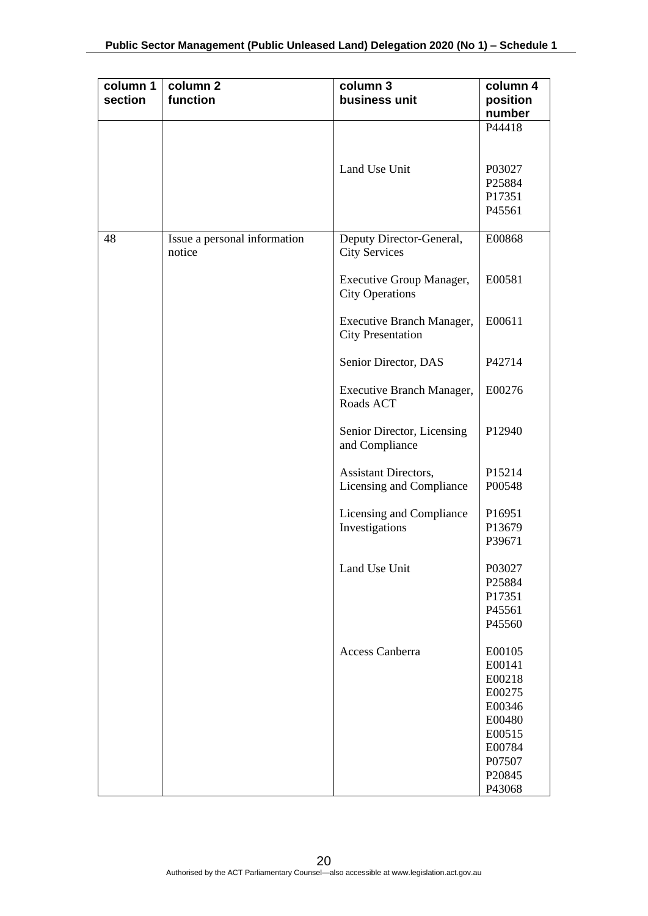| column 1 section | column 2 function | column 3 business unit | column 4 position number |
|---|---|---|---|
| | | | P44418 |
| | | Land Use Unit | P03027<br>P25884<br>P17351<br>P45561 |
| 48 | Issue a personal information notice | Deputy Director-General, City Services | E00868 |
| | | Executive Group Manager, City Operations | E00581 |
| | | Executive Branch Manager, City Presentation | E00611 |
| | | Senior Director, DAS | P42714 |
| | | Executive Branch Manager, Roads ACT | E00276 |
| | | Senior Director, Licensing and Compliance | P12940 |
| | | Assistant Directors, Licensing and Compliance | P15214<br>P00548 |
| | | Licensing and Compliance Investigations | P16951<br>P13679<br>P39671 |
| | | Land Use Unit | P03027<br>P25884<br>P17351<br>P45561<br>P45560 |
| | | Access Canberra | E00105<br>E00141<br>E00218<br>E00275<br>E00346<br>E00480<br>E00515<br>E00784<br>P07507<br>P20845<br>P43068 |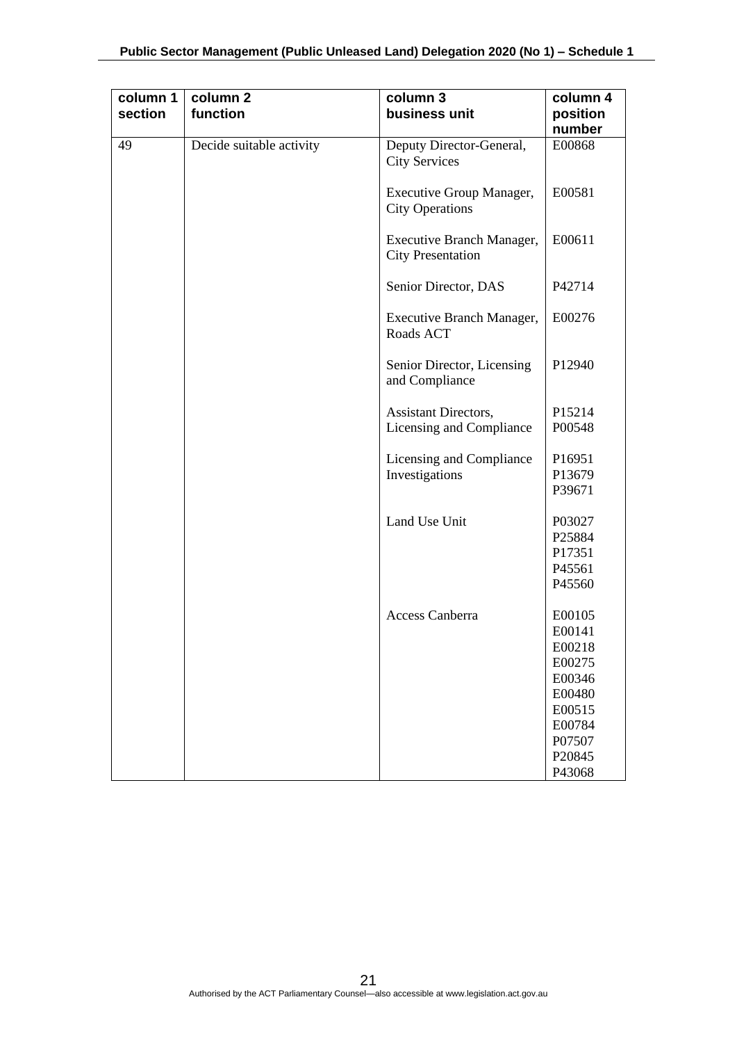| column 1 section | column 2 function | column 3 business unit | column 4 position number |
|---|---|---|---|
| 49 | Decide suitable activity | Deputy Director-General, City Services | E00868 |
| | | Executive Group Manager, City Operations | E00581 |
| | | Executive Branch Manager, City Presentation | E00611 |
| | | Senior Director, DAS | P42714 |
| | | Executive Branch Manager, Roads ACT | E00276 |
| | | Senior Director, Licensing and Compliance | P12940 |
| | | Assistant Directors, Licensing and Compliance | P15214<br>P00548 |
| | | Licensing and Compliance Investigations | P16951<br>P13679<br>P39671 |
| | | Land Use Unit | P03027<br>P25884<br>P17351<br>P45561<br>P45560 |
| | | Access Canberra | E00105<br>E00141<br>E00218<br>E00275<br>E00346<br>E00480<br>E00515<br>E00784<br>P07507<br>P20845<br>P43068 |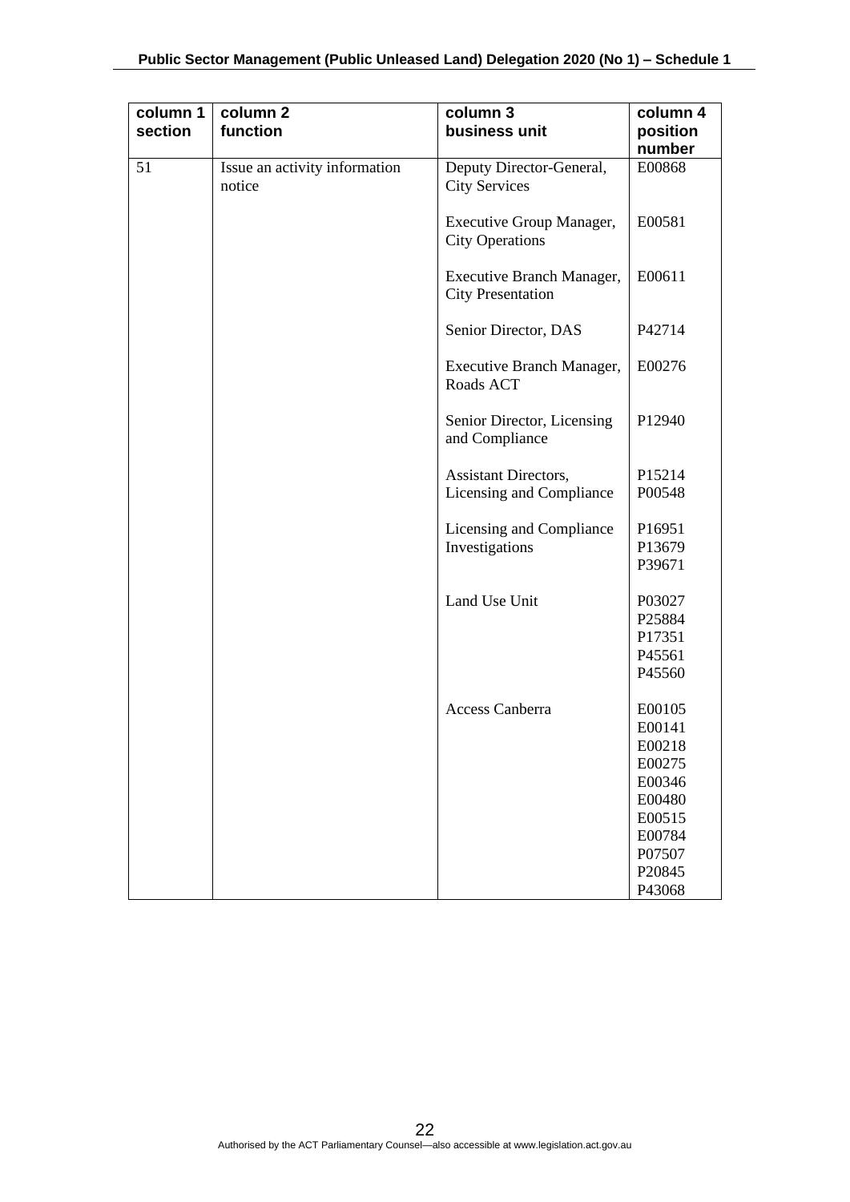| column 1 section | column 2 function | column 3 business unit | column 4 position number |
|---|---|---|---|
| 51 | Issue an activity information notice | Deputy Director-General, City Services | E00868 |
| | | Executive Group Manager, City Operations | E00581 |
| | | Executive Branch Manager, City Presentation | E00611 |
| | | Senior Director, DAS | P42714 |
| | | Executive Branch Manager, Roads ACT | E00276 |
| | | Senior Director, Licensing and Compliance | P12940 |
| | | Assistant Directors, Licensing and Compliance | P15214<br>P00548 |
| | | Licensing and Compliance Investigations | P16951<br>P13679<br>P39671 |
| | | Land Use Unit | P03027<br>P25884<br>P17351<br>P45561<br>P45560 |
| | | Access Canberra | E00105<br>E00141<br>E00218<br>E00275<br>E00346<br>E00480<br>E00515<br>E00784<br>P07507<br>P20845<br>P43068 |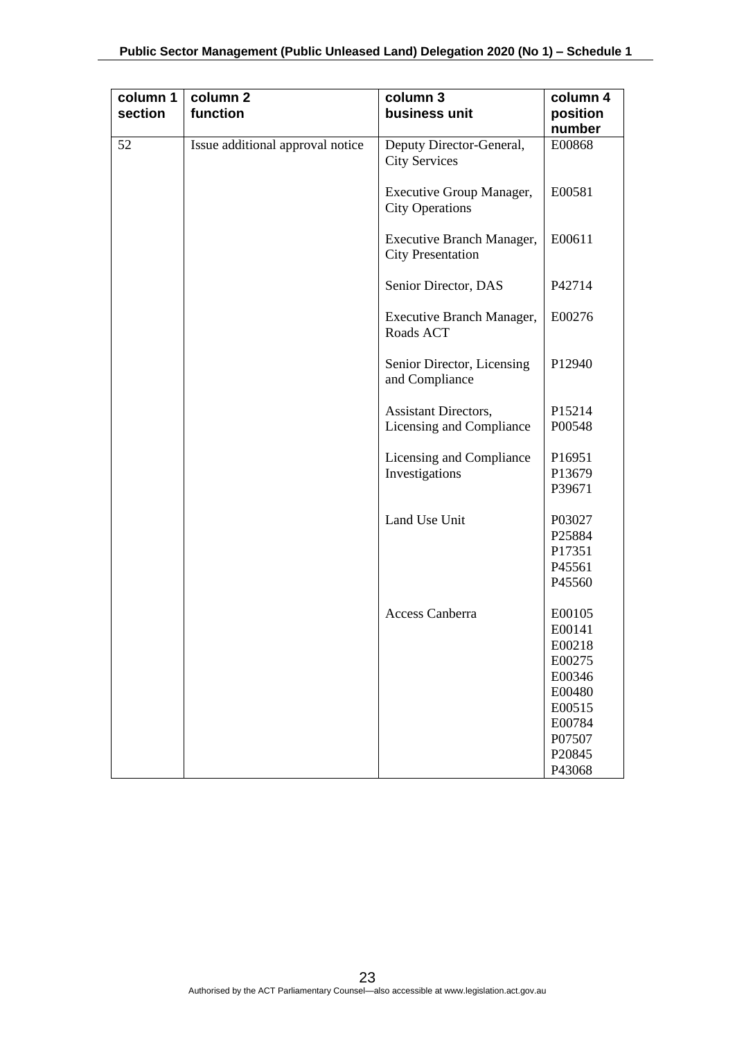| column 1 section | column 2 function | column 3 business unit | column 4 position number |
|---|---|---|---|
| 52 | Issue additional approval notice | Deputy Director-General, City Services | E00868 |
| | | Executive Group Manager, City Operations | E00581 |
| | | Executive Branch Manager, City Presentation | E00611 |
| | | Senior Director, DAS | P42714 |
| | | Executive Branch Manager, Roads ACT | E00276 |
| | | Senior Director, Licensing and Compliance | P12940 |
| | | Assistant Directors, Licensing and Compliance | P15214<br>P00548 |
| | | Licensing and Compliance Investigations | P16951<br>P13679<br>P39671 |
| | | Land Use Unit | P03027<br>P25884<br>P17351<br>P45561<br>P45560 |
| | | Access Canberra | E00105<br>E00141<br>E00218<br>E00275<br>E00346<br>E00480<br>E00515<br>E00784<br>P07507<br>P20845<br>P43068 |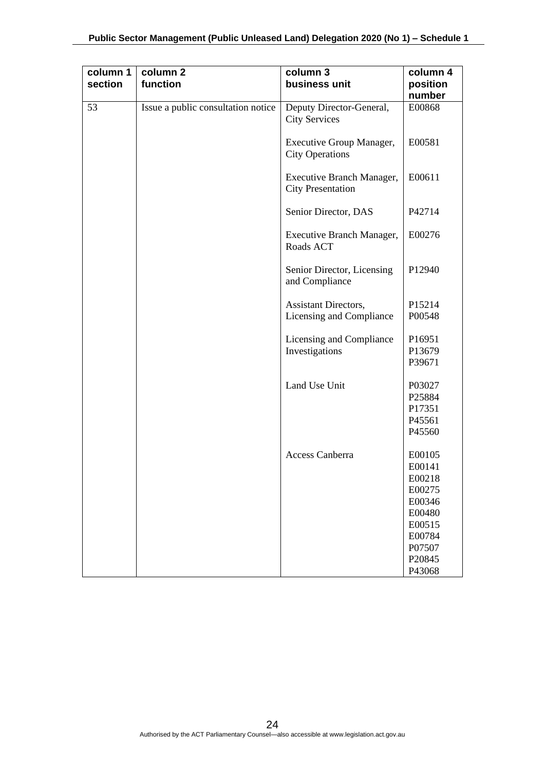| column 1 section | column 2 function | column 3 business unit | column 4 position number |
|---|---|---|---|
| 53 | Issue a public consultation notice | Deputy Director-General, City Services | E00868 |
| | | Executive Group Manager, City Operations | E00581 |
| | | Executive Branch Manager, City Presentation | E00611 |
| | | Senior Director, DAS | P42714 |
| | | Executive Branch Manager, Roads ACT | E00276 |
| | | Senior Director, Licensing and Compliance | P12940 |
| | | Assistant Directors, Licensing and Compliance | P15214<br>P00548 |
| | | Licensing and Compliance Investigations | P16951<br>P13679<br>P39671 |
| | | Land Use Unit | P03027<br>P25884<br>P17351<br>P45561<br>P45560 |
| | | Access Canberra | E00105<br>E00141<br>E00218<br>E00275<br>E00346<br>E00480<br>E00515<br>E00784<br>P07507<br>P20845<br>P43068 |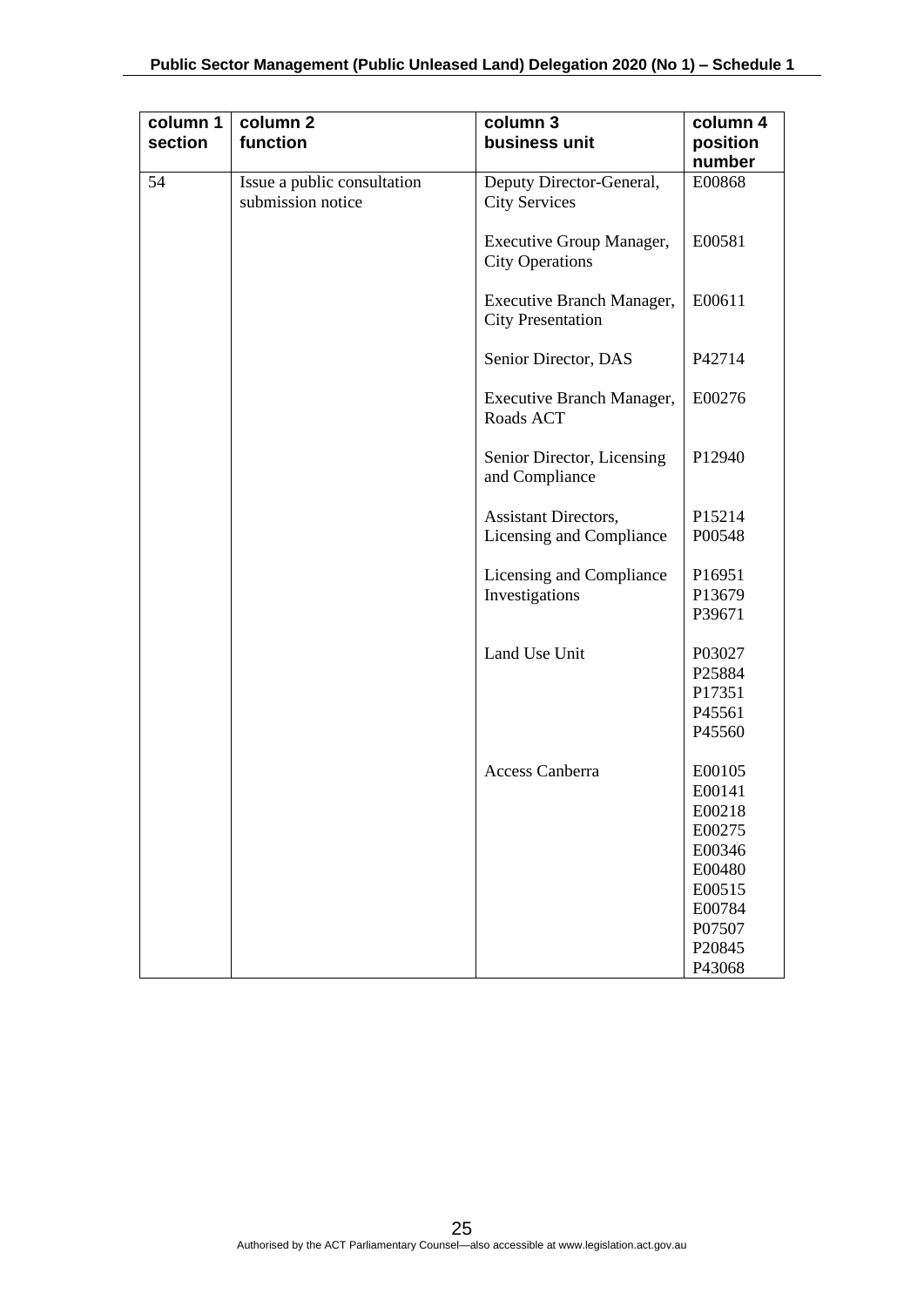| column 1 section | column 2 function | column 3 business unit | column 4 position number |
|---|---|---|---|
| 54 | Issue a public consultation submission notice | Deputy Director-General, City Services | E00868 |
| | | Executive Group Manager, City Operations | E00581 |
| | | Executive Branch Manager, City Presentation | E00611 |
| | | Senior Director, DAS | P42714 |
| | | Executive Branch Manager, Roads ACT | E00276 |
| | | Senior Director, Licensing and Compliance | P12940 |
| | | Assistant Directors, Licensing and Compliance | P15214<br>P00548 |
| | | Licensing and Compliance Investigations | P16951<br>P13679<br>P39671 |
| | | Land Use Unit | P03027<br>P25884<br>P17351<br>P45561<br>P45560 |
| | | Access Canberra | E00105<br>E00141<br>E00218<br>E00275<br>E00346<br>E00480<br>E00515<br>E00784<br>P07507<br>P20845<br>P43068 |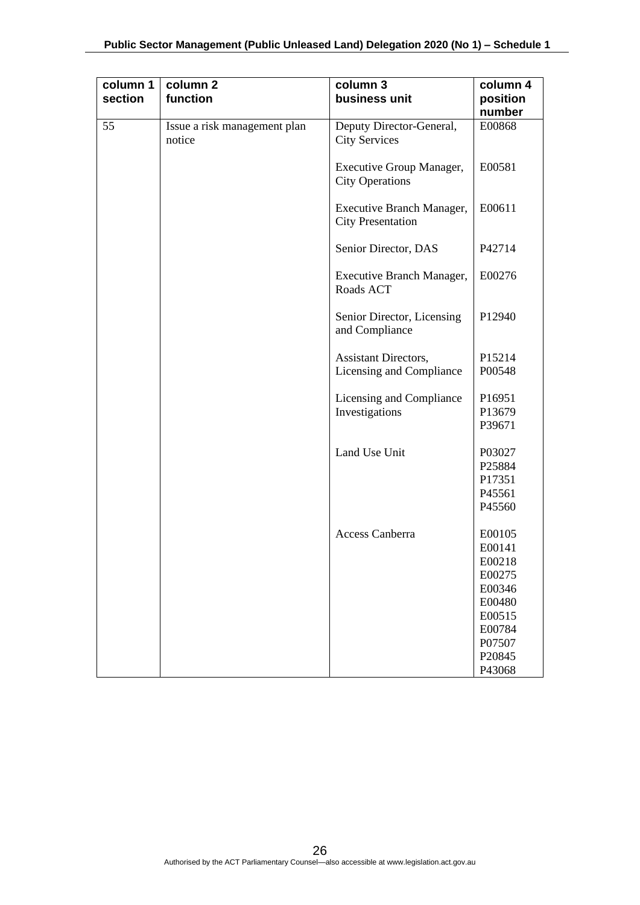| column 1 section | column 2 function | column 3 business unit | column 4 position number |
|---|---|---|---|
| 55 | Issue a risk management plan notice | Deputy Director-General, City Services | E00868 |
| | | Executive Group Manager, City Operations | E00581 |
| | | Executive Branch Manager, City Presentation | E00611 |
| | | Senior Director, DAS | P42714 |
| | | Executive Branch Manager, Roads ACT | E00276 |
| | | Senior Director, Licensing and Compliance | P12940 |
| | | Assistant Directors, Licensing and Compliance | P15214<br>P00548 |
| | | Licensing and Compliance Investigations | P16951<br>P13679<br>P39671 |
| | | Land Use Unit | P03027<br>P25884<br>P17351<br>P45561<br>P45560 |
| | | Access Canberra | E00105<br>E00141<br>E00218<br>E00275<br>E00346<br>E00480<br>E00515<br>E00784<br>P07507<br>P20845<br>P43068 |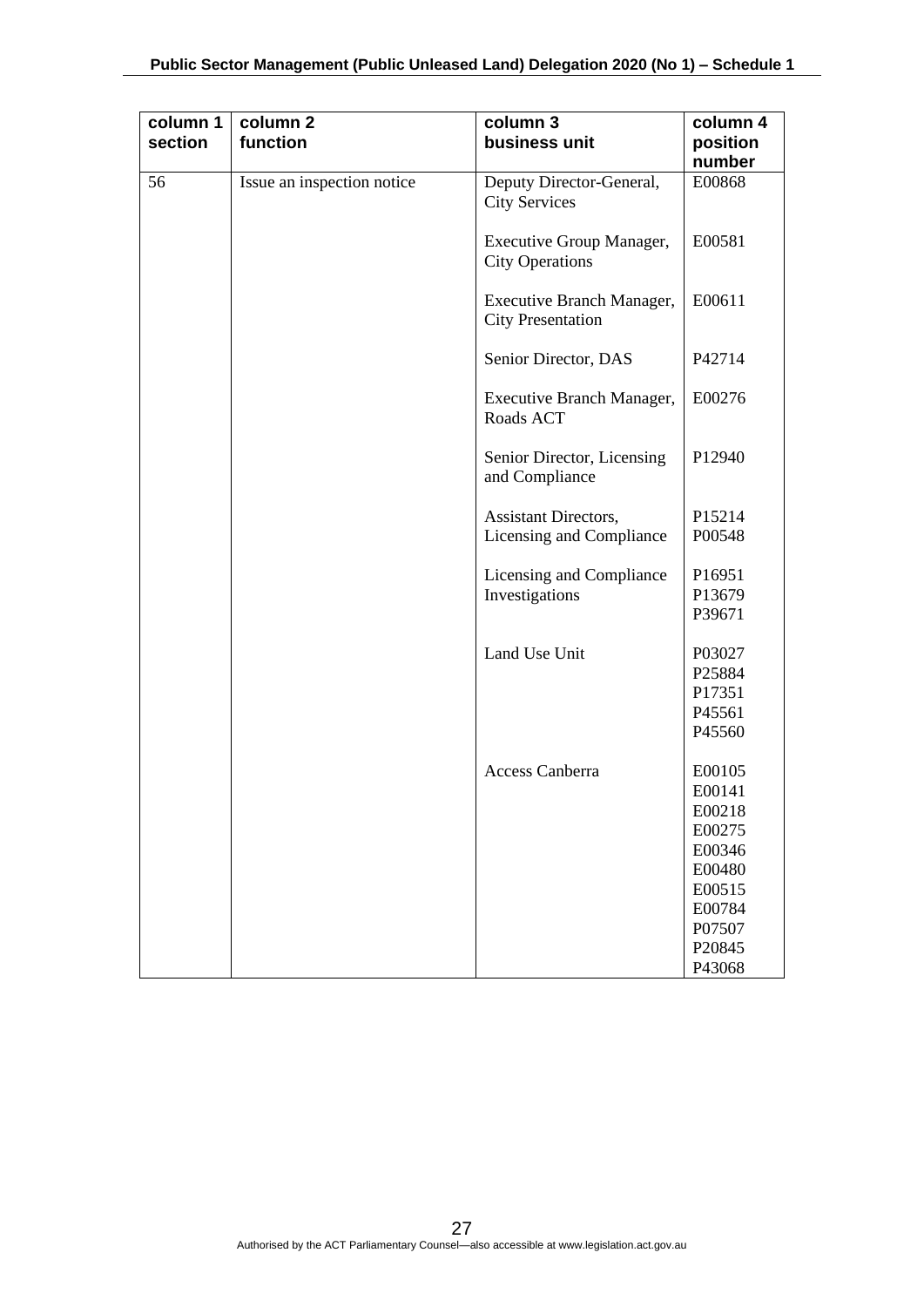| column 1 section | column 2 function | column 3 business unit | column 4 position number |
|---|---|---|---|
| 56 | Issue an inspection notice | Deputy Director-General, City Services | E00868 |
| | | Executive Group Manager, City Operations | E00581 |
| | | Executive Branch Manager, City Presentation | E00611 |
| | | Senior Director, DAS | P42714 |
| | | Executive Branch Manager, Roads ACT | E00276 |
| | | Senior Director, Licensing and Compliance | P12940 |
| | | Assistant Directors, Licensing and Compliance | P15214<br>P00548 |
| | | Licensing and Compliance Investigations | P16951<br>P13679<br>P39671 |
| | | Land Use Unit | P03027<br>P25884<br>P17351<br>P45561<br>P45560 |
| | | Access Canberra | E00105<br>E00141<br>E00218<br>E00275<br>E00346<br>E00480<br>E00515<br>E00784<br>P07507<br>P20845<br>P43068 |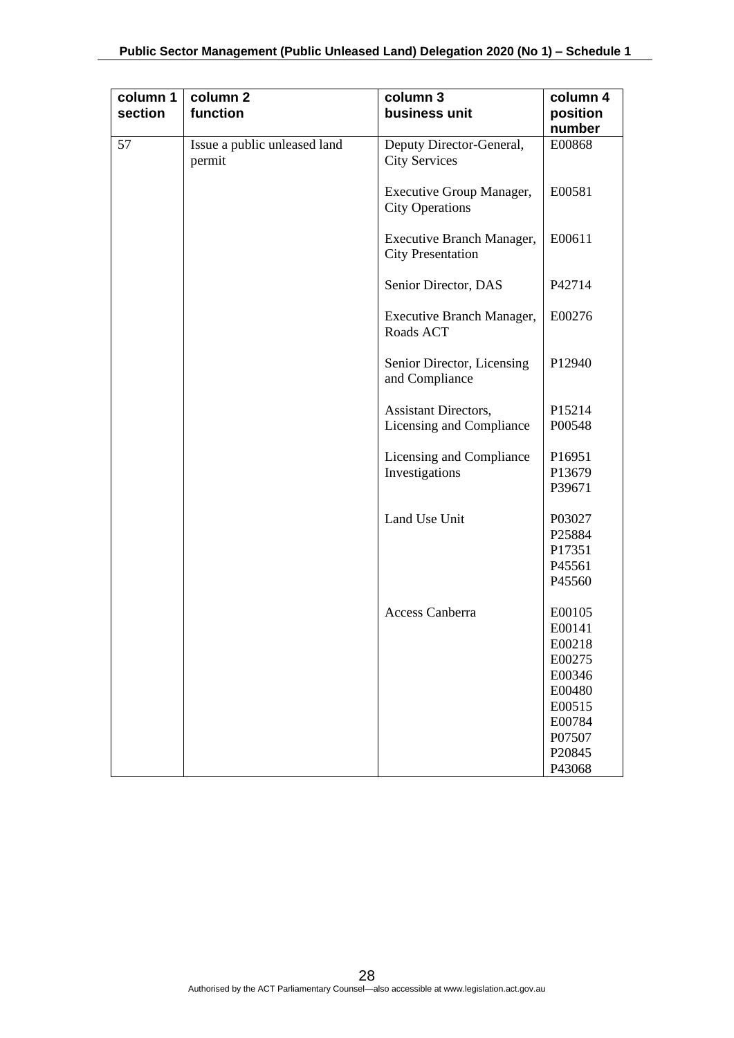| column 1 section | column 2 function | column 3 business unit | column 4 position number |
|---|---|---|---|
| 57 | Issue a public unleased land permit | Deputy Director-General, City Services | E00868 |
| | | Executive Group Manager, City Operations | E00581 |
| | | Executive Branch Manager, City Presentation | E00611 |
| | | Senior Director, DAS | P42714 |
| | | Executive Branch Manager, Roads ACT | E00276 |
| | | Senior Director, Licensing and Compliance | P12940 |
| | | Assistant Directors, Licensing and Compliance | P15214<br>P00548 |
| | | Licensing and Compliance Investigations | P16951<br>P13679<br>P39671 |
| | | Land Use Unit | P03027<br>P25884<br>P17351<br>P45561<br>P45560 |
| | | Access Canberra | E00105<br>E00141<br>E00218<br>E00275<br>E00346<br>E00480<br>E00515<br>E00784<br>P07507<br>P20845<br>P43068 |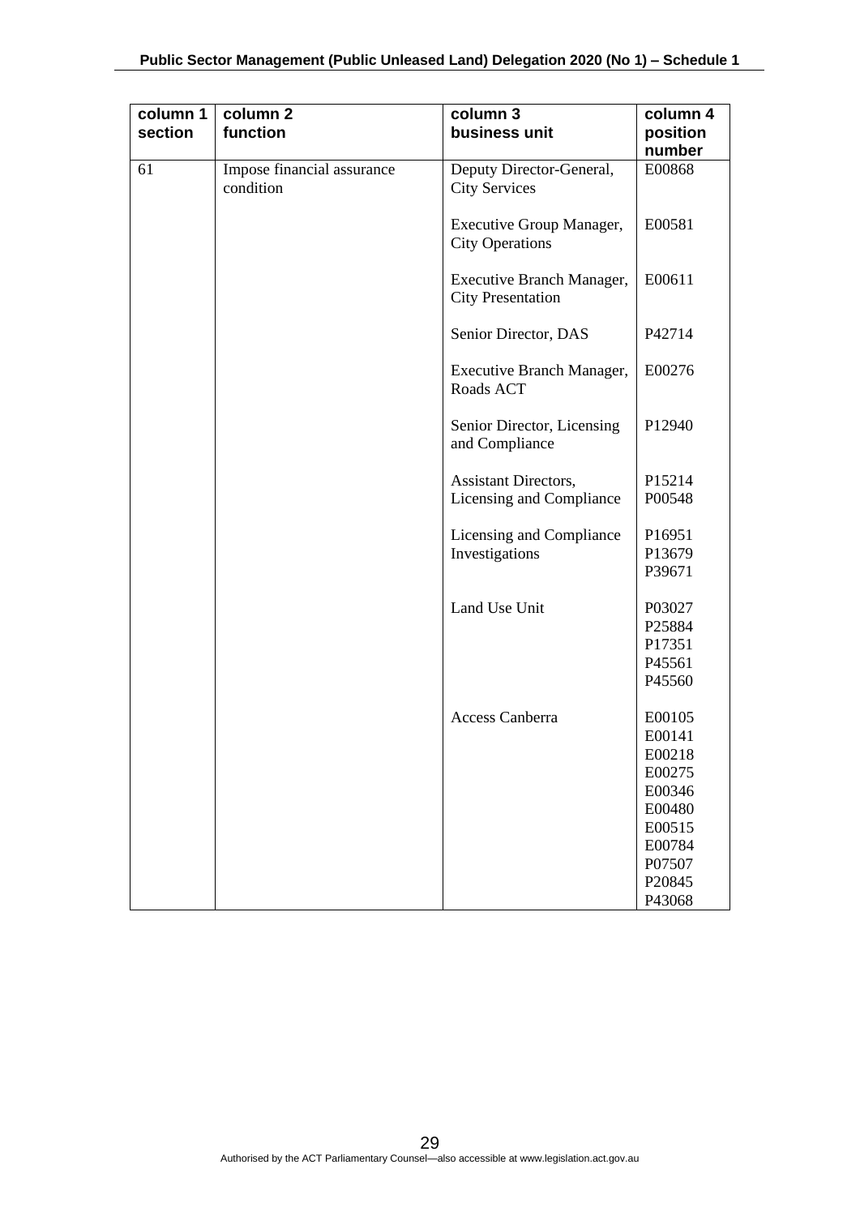| column 1 section | column 2 function | column 3 business unit | column 4 position number |
|---|---|---|---|
| 61 | Impose financial assurance condition | Deputy Director-General, City Services | E00868 |
| | | Executive Group Manager, City Operations | E00581 |
| | | Executive Branch Manager, City Presentation | E00611 |
| | | Senior Director, DAS | P42714 |
| | | Executive Branch Manager, Roads ACT | E00276 |
| | | Senior Director, Licensing and Compliance | P12940 |
| | | Assistant Directors, Licensing and Compliance | P15214<br>P00548 |
| | | Licensing and Compliance Investigations | P16951<br>P13679<br>P39671 |
| | | Land Use Unit | P03027<br>P25884<br>P17351<br>P45561<br>P45560 |
| | | Access Canberra | E00105<br>E00141<br>E00218<br>E00275<br>E00346<br>E00480<br>E00515<br>E00784<br>P07507<br>P20845<br>P43068 |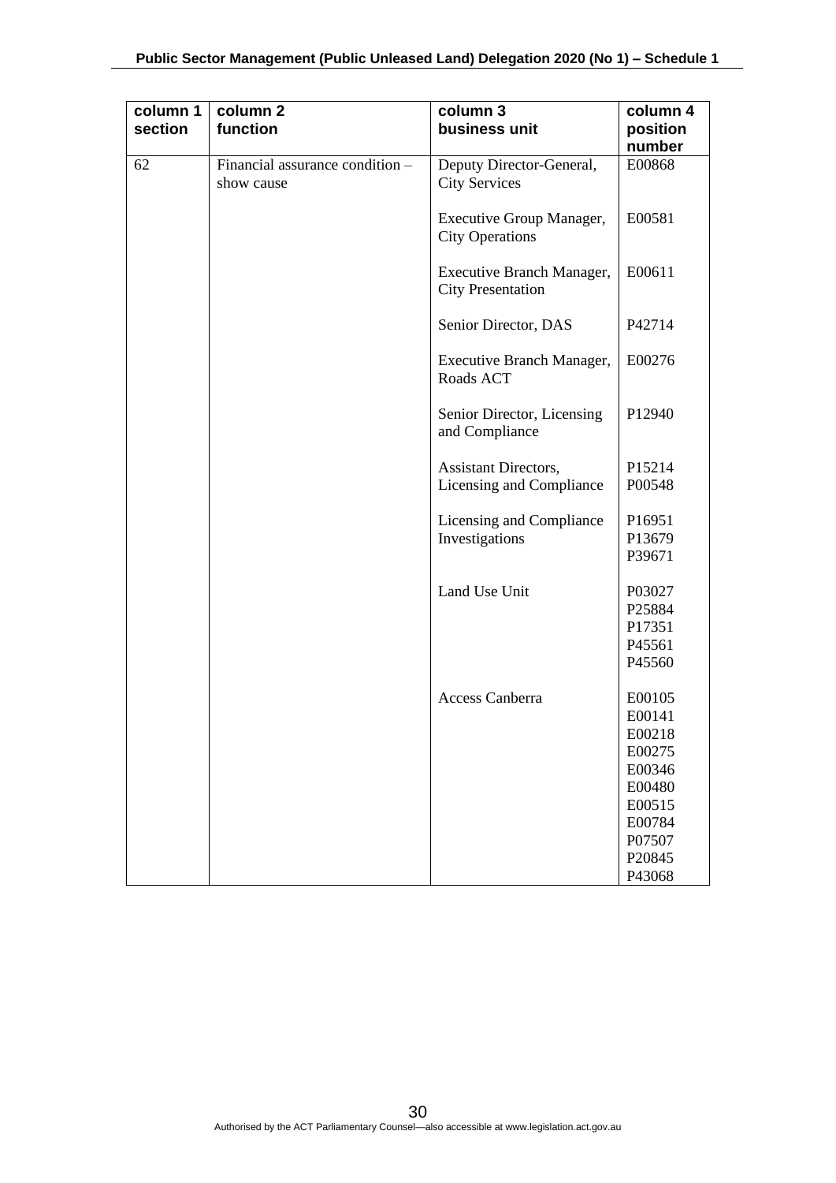| column 1 section | column 2 function | column 3 business unit | column 4 position number |
|---|---|---|---|
| 62 | Financial assurance condition – show cause | Deputy Director-General, City Services | E00868 |
| | | Executive Group Manager, City Operations | E00581 |
| | | Executive Branch Manager, City Presentation | E00611 |
| | | Senior Director, DAS | P42714 |
| | | Executive Branch Manager, Roads ACT | E00276 |
| | | Senior Director, Licensing and Compliance | P12940 |
| | | Assistant Directors, Licensing and Compliance | P15214 P00548 |
| | | Licensing and Compliance Investigations | P16951 P13679 P39671 |
| | | Land Use Unit | P03027 P25884 P17351 P45561 P45560 |
| | | Access Canberra | E00105 E00141 E00218 E00275 E00346 E00480 E00515 E00784 P07507 P20845 P43068 |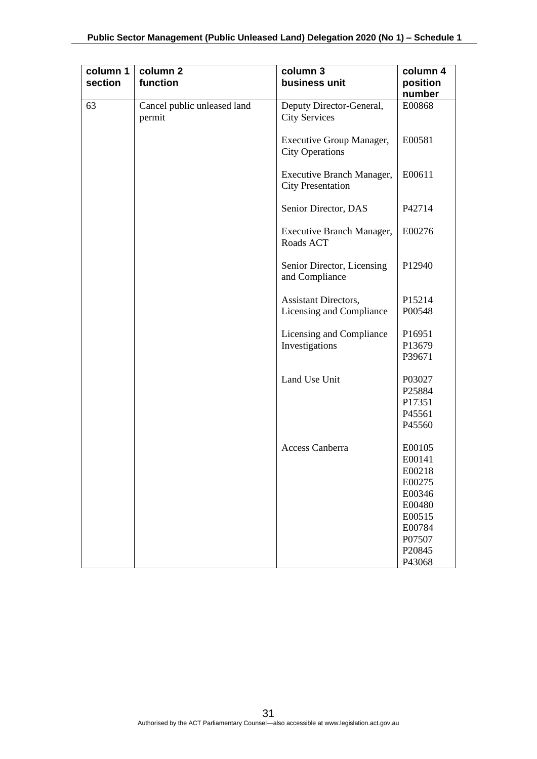| column 1 section | column 2 function | column 3 business unit | column 4 position number |
|---|---|---|---|
| 63 | Cancel public unleased land permit | Deputy Director-General, City Services | E00868 |
| | | Executive Group Manager, City Operations | E00581 |
| | | Executive Branch Manager, City Presentation | E00611 |
| | | Senior Director, DAS | P42714 |
| | | Executive Branch Manager, Roads ACT | E00276 |
| | | Senior Director, Licensing and Compliance | P12940 |
| | | Assistant Directors, Licensing and Compliance | P15214 P00548 |
| | | Licensing and Compliance Investigations | P16951 P13679 P39671 |
| | | Land Use Unit | P03027 P25884 P17351 P45561 P45560 |
| | | Access Canberra | E00105 E00141 E00218 E00275 E00346 E00480 E00515 E00784 P07507 P20845 P43068 |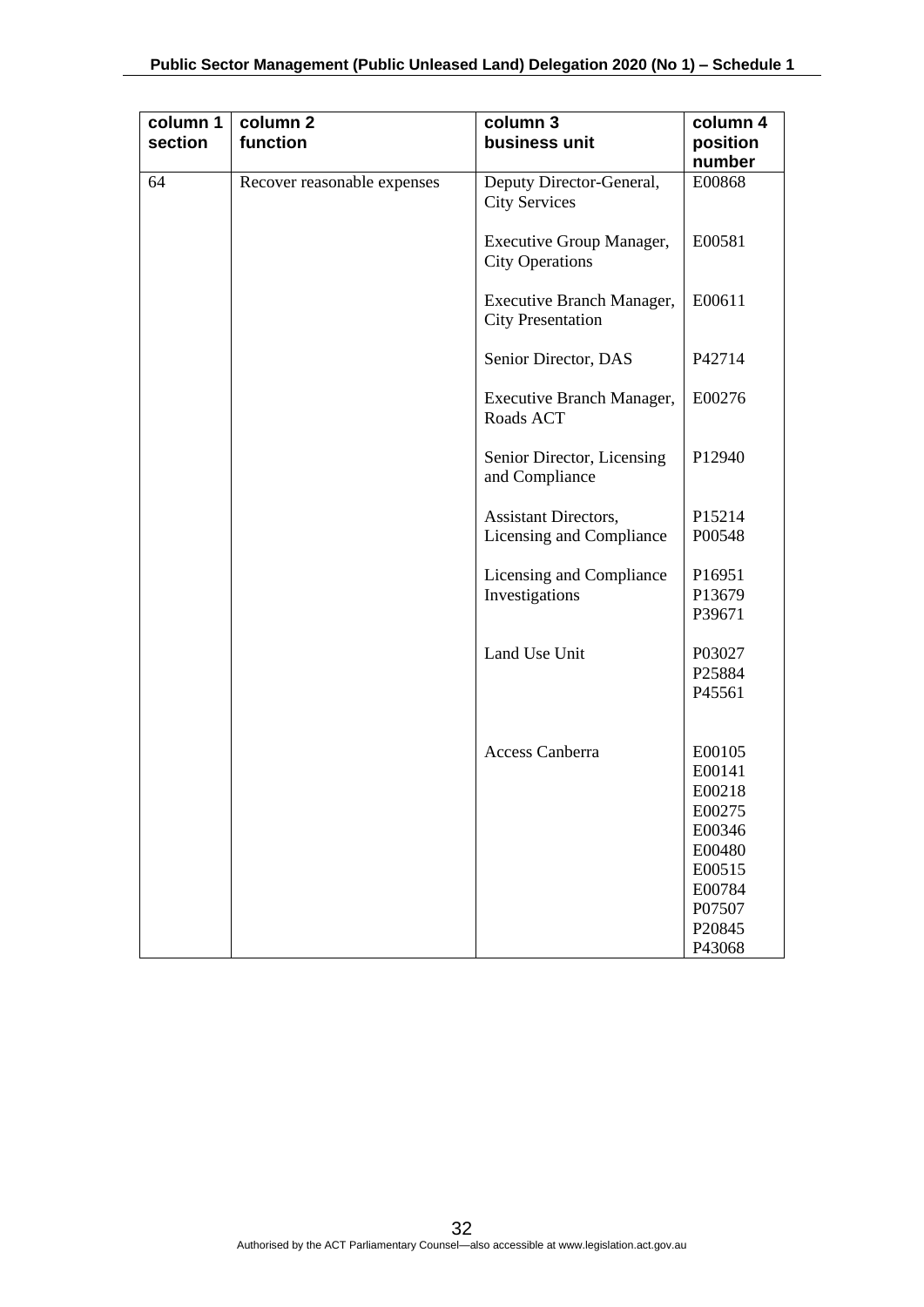| column 1 section | column 2 function | column 3 business unit | column 4 position number |
|---|---|---|---|
| 64 | Recover reasonable expenses | Deputy Director-General, City Services | E00868 |
| | | Executive Group Manager, City Operations | E00581 |
| | | Executive Branch Manager, City Presentation | E00611 |
| | | Senior Director, DAS | P42714 |
| | | Executive Branch Manager, Roads ACT | E00276 |
| | | Senior Director, Licensing and Compliance | P12940 |
| | | Assistant Directors, Licensing and Compliance | P15214<br>P00548 |
| | | Licensing and Compliance Investigations | P16951<br>P13679<br>P39671 |
| | | Land Use Unit | P03027<br>P25884<br>P45561 |
| | | Access Canberra | E00105<br>E00141<br>E00218<br>E00275<br>E00346<br>E00480<br>E00515<br>E00784<br>P07507<br>P20845<br>P43068 |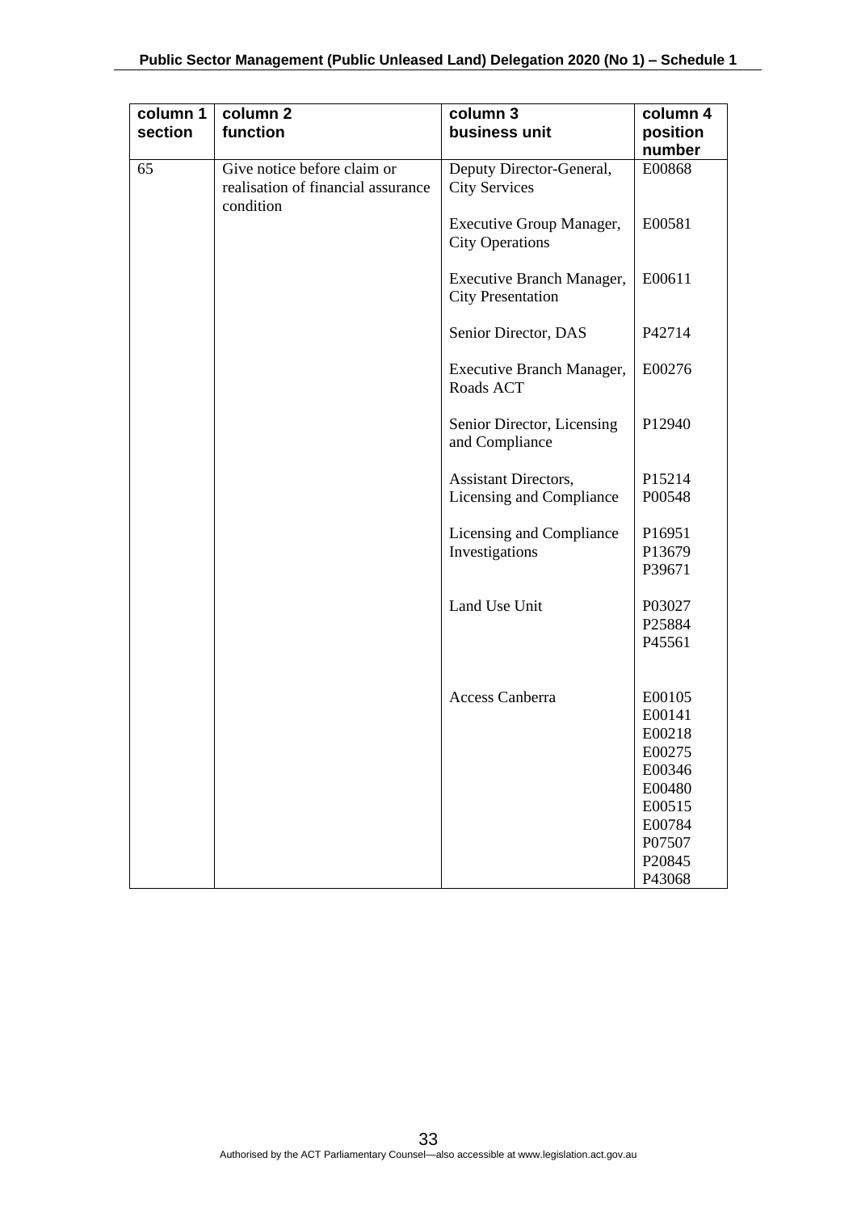| column 1 section | column 2 function | column 3 business unit | column 4 position number |
|---|---|---|---|
| 65 | Give notice before claim or realisation of financial assurance condition | Deputy Director-General, City Services | E00868 |
| | | Executive Group Manager, City Operations | E00581 |
| | | Executive Branch Manager, City Presentation | E00611 |
| | | Senior Director, DAS | P42714 |
| | | Executive Branch Manager, Roads ACT | E00276 |
| | | Senior Director, Licensing and Compliance | P12940 |
| | | Assistant Directors, Licensing and Compliance | P15214<br>P00548 |
| | | Licensing and Compliance Investigations | P16951<br>P13679<br>P39671 |
| | | Land Use Unit | P03027<br>P25884<br>P45561 |
| | | Access Canberra | E00105<br>E00141<br>E00218<br>E00275<br>E00346<br>E00480<br>E00515<br>E00784<br>P07507<br>P20845<br>P43068 |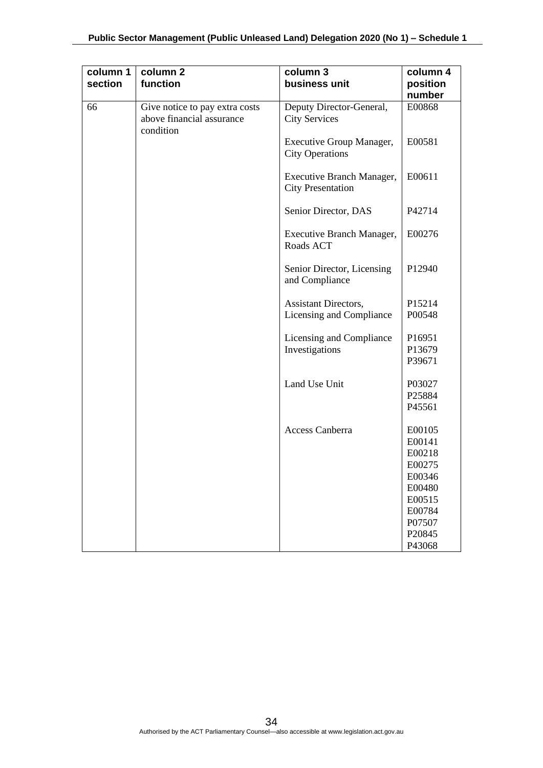| column 1 section | column 2 function | column 3 business unit | column 4 position number |
| --- | --- | --- | --- |
| 66 | Give notice to pay extra costs above financial assurance condition | Deputy Director-General, City Services | E00868 |
| | | Executive Group Manager, City Operations | E00581 |
| | | Executive Branch Manager, City Presentation | E00611 |
| | | Senior Director, DAS | P42714 |
| | | Executive Branch Manager, Roads ACT | E00276 |
| | | Senior Director, Licensing and Compliance | P12940 |
| | | Assistant Directors, Licensing and Compliance | P15214<br>P00548 |
| | | Licensing and Compliance Investigations | P16951<br>P13679<br>P39671 |
| | | Land Use Unit | P03027<br>P25884<br>P45561 |
| | | Access Canberra | E00105<br>E00141<br>E00218<br>E00275<br>E00346<br>E00480<br>E00515<br>E00784<br>P07507<br>P20845<br>P43068 |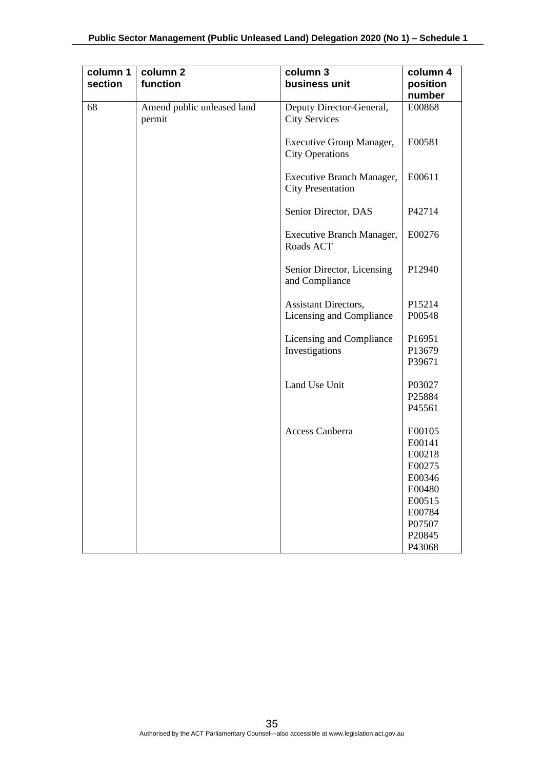| column 1 section | column 2 function | column 3 business unit | column 4 position number |
|---|---|---|---|
| 68 | Amend public unleased land permit | Deputy Director-General, City Services | E00868 |
| | | Executive Group Manager, City Operations | E00581 |
| | | Executive Branch Manager, City Presentation | E00611 |
| | | Senior Director, DAS | P42714 |
| | | Executive Branch Manager, Roads ACT | E00276 |
| | | Senior Director, Licensing and Compliance | P12940 |
| | | Assistant Directors, Licensing and Compliance | P15214 P00548 |
| | | Licensing and Compliance Investigations | P16951 P13679 P39671 |
| | | Land Use Unit | P03027 P25884 P45561 |
| | | Access Canberra | E00105 E00141 E00218 E00275 E00346 E00480 E00515 E00784 P07507 P20845 P43068 |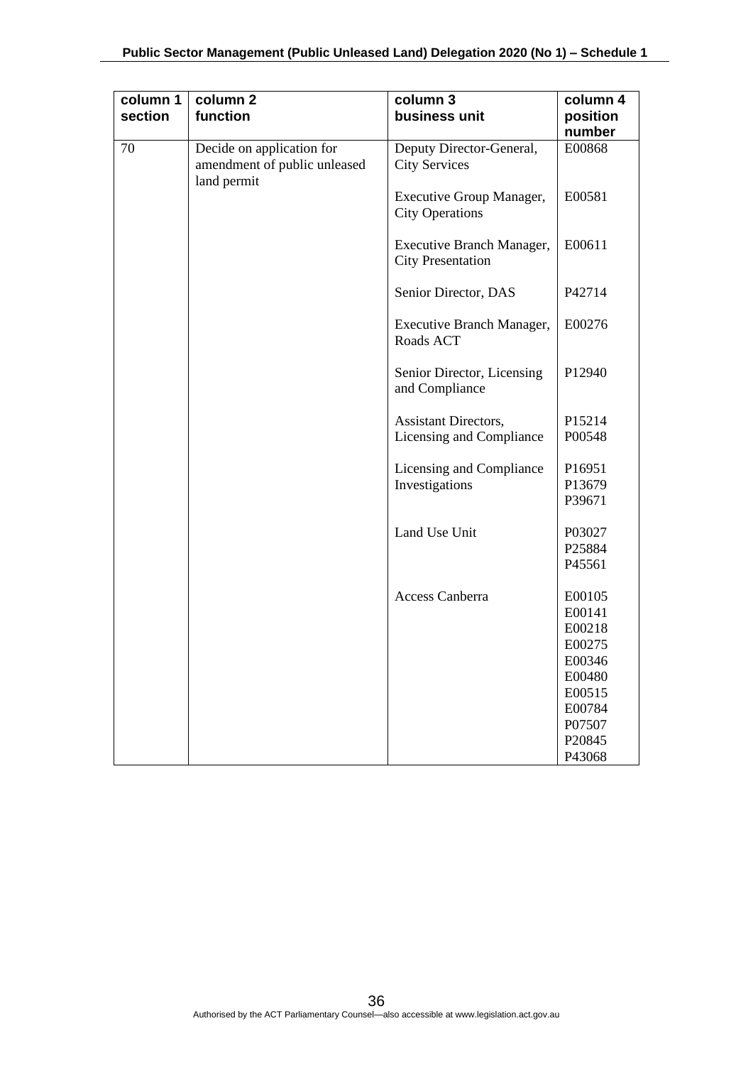| column 1 section | column 2 function | column 3 business unit | column 4 position number |
|---|---|---|---|
| 70 | Decide on application for amendment of public unleased land permit | Deputy Director-General, City Services | E00868 |
| | | Executive Group Manager, City Operations | E00581 |
| | | Executive Branch Manager, City Presentation | E00611 |
| | | Senior Director, DAS | P42714 |
| | | Executive Branch Manager, Roads ACT | E00276 |
| | | Senior Director, Licensing and Compliance | P12940 |
| | | Assistant Directors, Licensing and Compliance | P15214 P00548 |
| | | Licensing and Compliance Investigations | P16951 P13679 P39671 |
| | | Land Use Unit | P03027 P25884 P45561 |
| | | Access Canberra | E00105 E00141 E00218 E00275 E00346 E00480 E00515 E00784 P07507 P20845 P43068 |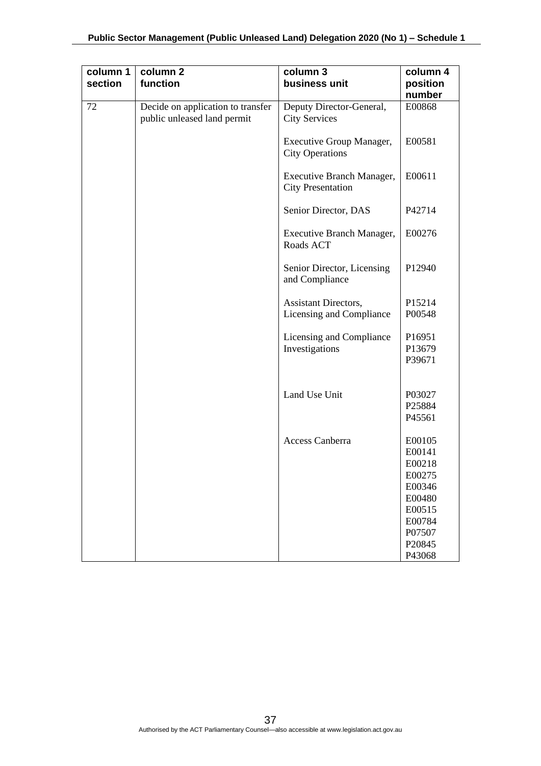| column 1 section | column 2 function | column 3 business unit | column 4 position number |
|---|---|---|---|
| 72 | Decide on application to transfer public unleased land permit | Deputy Director-General, City Services | E00868 |
| | | Executive Group Manager, City Operations | E00581 |
| | | Executive Branch Manager, City Presentation | E00611 |
| | | Senior Director, DAS | P42714 |
| | | Executive Branch Manager, Roads ACT | E00276 |
| | | Senior Director, Licensing and Compliance | P12940 |
| | | Assistant Directors, Licensing and Compliance | P15214 P00548 |
| | | Licensing and Compliance Investigations | P16951 P13679 P39671 |
| | | Land Use Unit | P03027 P25884 P45561 |
| | | Access Canberra | E00105 E00141 E00218 E00275 E00346 E00480 E00515 E00784 P07507 P20845 P43068 |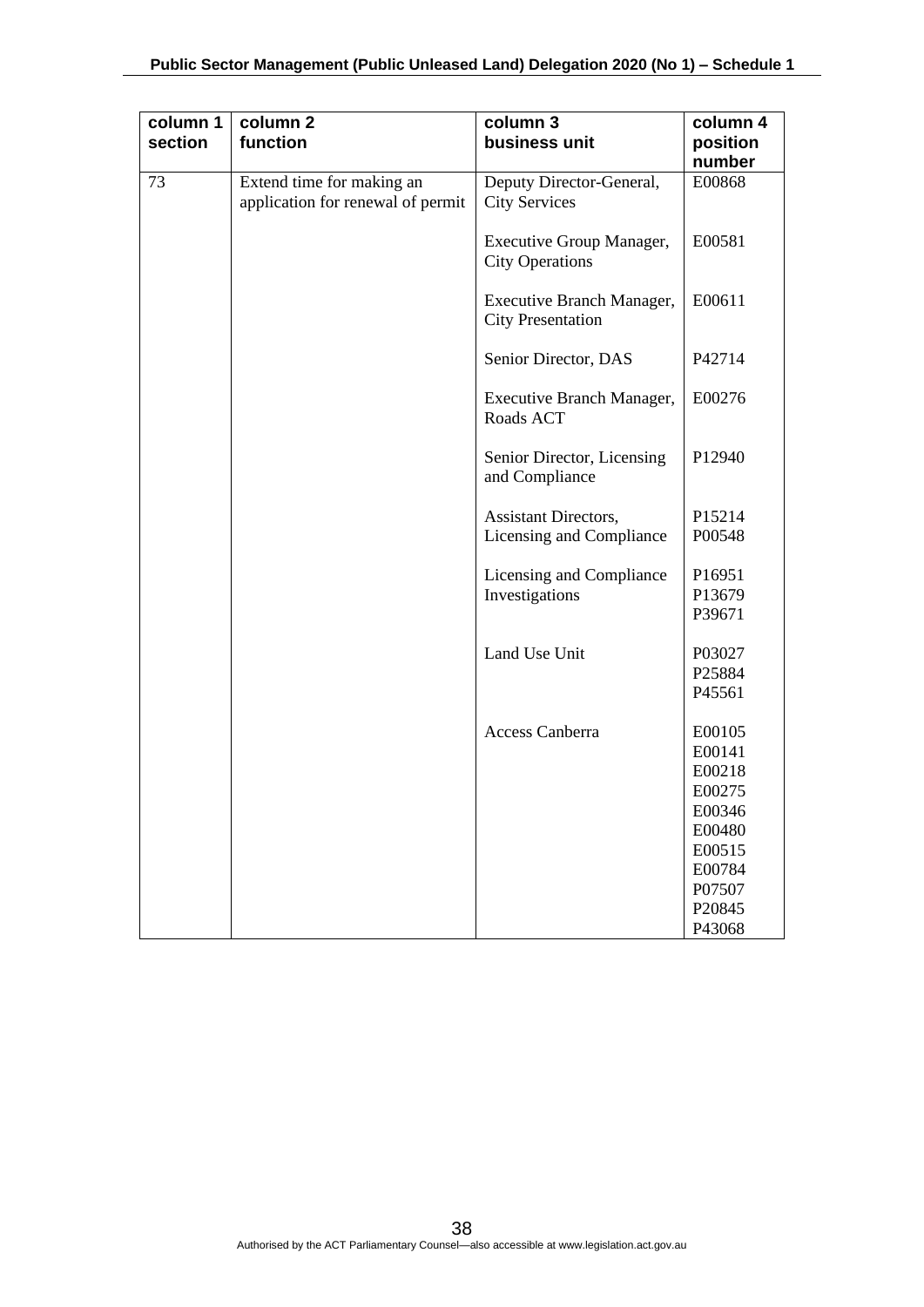| column 1 section | column 2 function | column 3 business unit | column 4 position number |
|---|---|---|---|
| 73 | Extend time for making an application for renewal of permit | Deputy Director-General, City Services | E00868 |
| | | Executive Group Manager, City Operations | E00581 |
| | | Executive Branch Manager, City Presentation | E00611 |
| | | Senior Director, DAS | P42714 |
| | | Executive Branch Manager, Roads ACT | E00276 |
| | | Senior Director, Licensing and Compliance | P12940 |
| | | Assistant Directors, Licensing and Compliance | P15214<br>P00548 |
| | | Licensing and Compliance Investigations | P16951<br>P13679<br>P39671 |
| | | Land Use Unit | P03027<br>P25884<br>P45561 |
| | | Access Canberra | E00105<br>E00141<br>E00218<br>E00275<br>E00346<br>E00480<br>E00515<br>E00784<br>P07507<br>P20845<br>P43068 |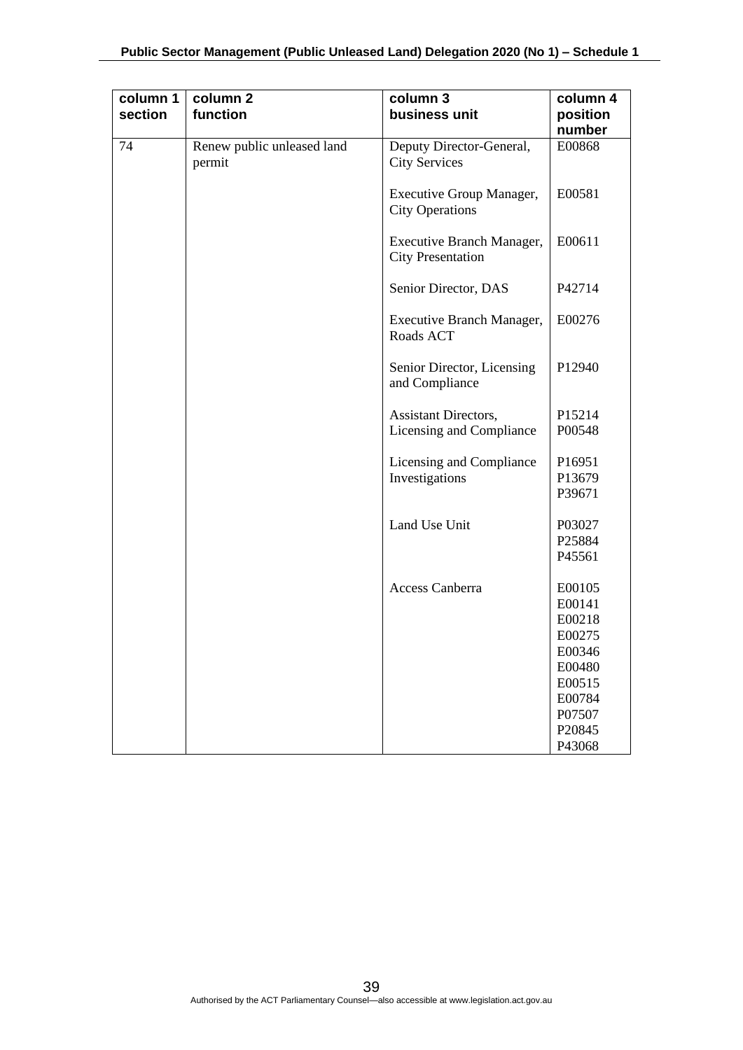| column 1 section | column 2 function | column 3 business unit | column 4 position number |
|---|---|---|---|
| 74 | Renew public unleased land permit | Deputy Director-General, City Services | E00868 |
| | | Executive Group Manager, City Operations | E00581 |
| | | Executive Branch Manager, City Presentation | E00611 |
| | | Senior Director, DAS | P42714 |
| | | Executive Branch Manager, Roads ACT | E00276 |
| | | Senior Director, Licensing and Compliance | P12940 |
| | | Assistant Directors, Licensing and Compliance | P15214<br>P00548 |
| | | Licensing and Compliance Investigations | P16951<br>P13679<br>P39671 |
| | | Land Use Unit | P03027<br>P25884<br>P45561 |
| | | Access Canberra | E00105<br>E00141<br>E00218<br>E00275<br>E00346<br>E00480<br>E00515<br>E00784<br>P07507<br>P20845<br>P43068 |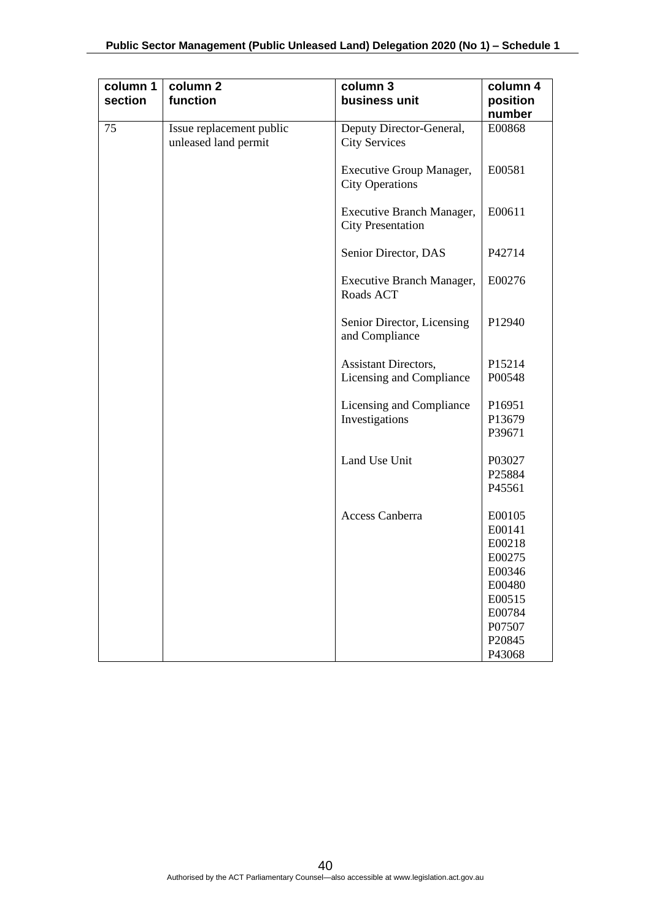| column 1 section | column 2 function | column 3 business unit | column 4 position number |
|---|---|---|---|
| 75 | Issue replacement public unleased land permit | Deputy Director-General, City Services | E00868 |
| | | Executive Group Manager, City Operations | E00581 |
| | | Executive Branch Manager, City Presentation | E00611 |
| | | Senior Director, DAS | P42714 |
| | | Executive Branch Manager, Roads ACT | E00276 |
| | | Senior Director, Licensing and Compliance | P12940 |
| | | Assistant Directors, Licensing and Compliance | P15214 P00548 |
| | | Licensing and Compliance Investigations | P16951 P13679 P39671 |
| | | Land Use Unit | P03027 P25884 P45561 |
| | | Access Canberra | E00105 E00141 E00218 E00275 E00346 E00480 E00515 E00784 P07507 P20845 P43068 |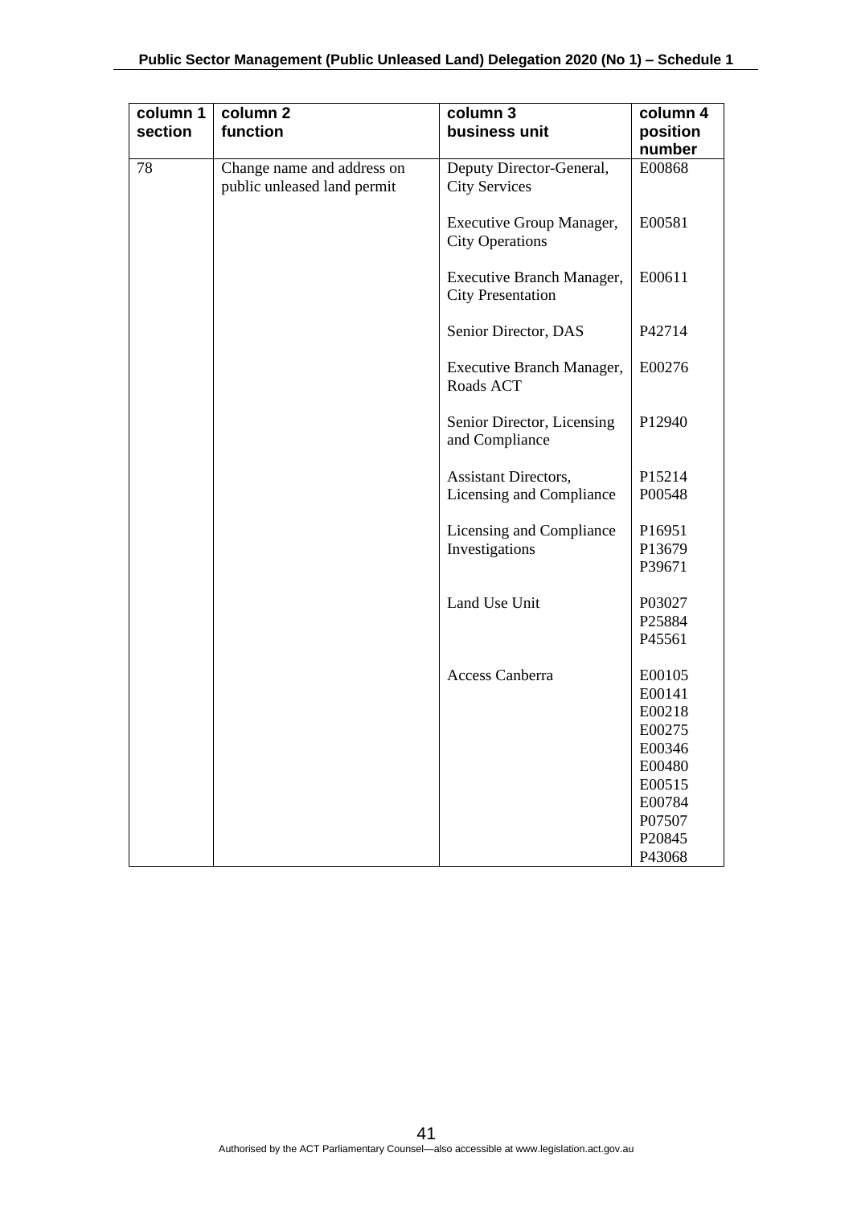| column 1 section | column 2 function | column 3 business unit | column 4 position number |
|---|---|---|---|
| 78 | Change name and address on public unleased land permit | Deputy Director-General, City Services | E00868 |
| | | Executive Group Manager, City Operations | E00581 |
| | | Executive Branch Manager, City Presentation | E00611 |
| | | Senior Director, DAS | P42714 |
| | | Executive Branch Manager, Roads ACT | E00276 |
| | | Senior Director, Licensing and Compliance | P12940 |
| | | Assistant Directors, Licensing and Compliance | P15214 P00548 |
| | | Licensing and Compliance Investigations | P16951 P13679 P39671 |
| | | Land Use Unit | P03027 P25884 P45561 |
| | | Access Canberra | E00105 E00141 E00218 E00275 E00346 E00480 E00515 E00784 P07507 P20845 P43068 |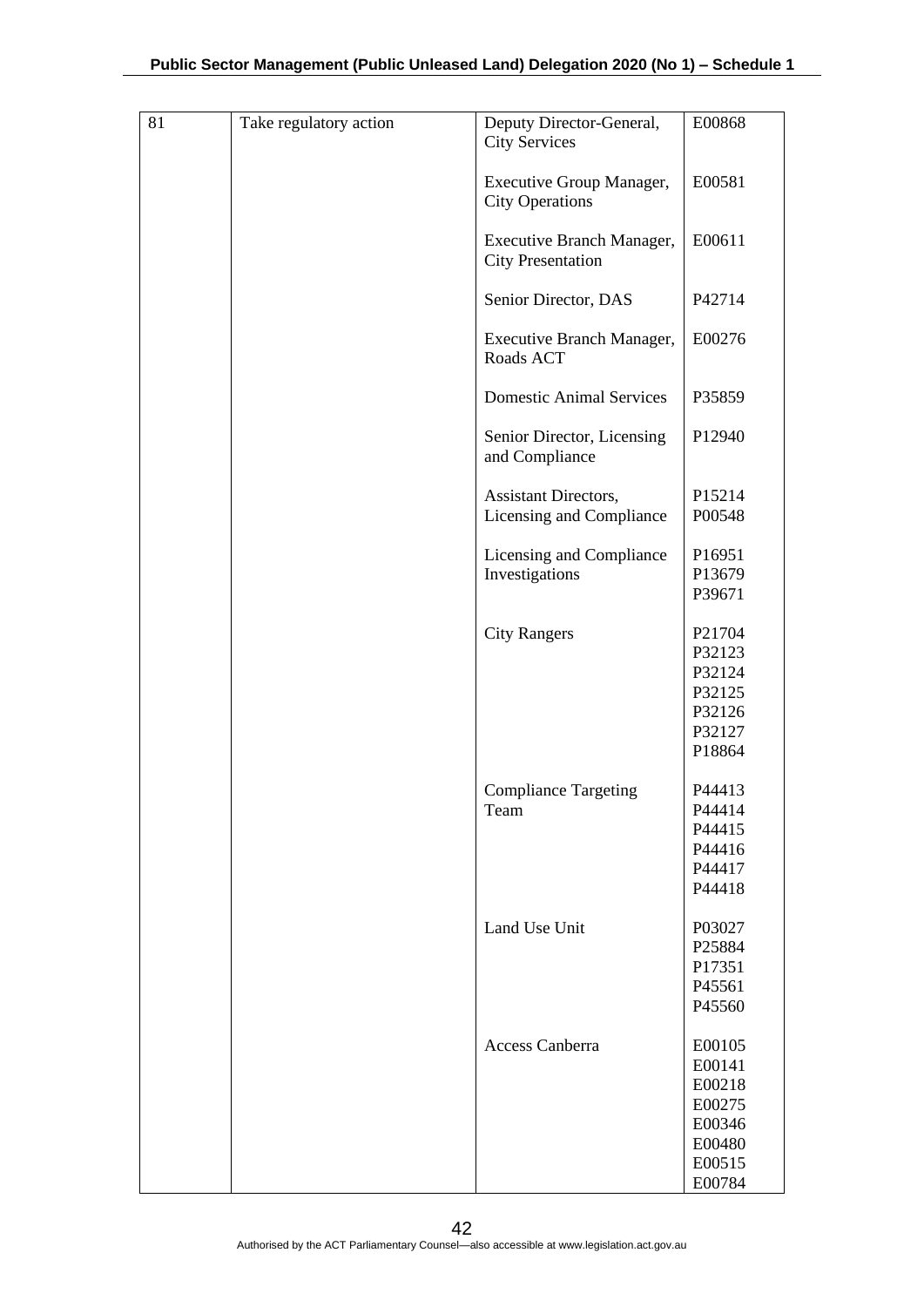| 81 | Take regulatory action | Deputy Director-General, City Services | E00868 |
|---|---|---|---|
| | | Executive Group Manager, City Operations | E00581 |
| | | Executive Branch Manager, City Presentation | E00611 |
| | | Senior Director, DAS | P42714 |
| | | Executive Branch Manager, Roads ACT | E00276 |
| | | Domestic Animal Services | P35859 |
| | | Senior Director, Licensing and Compliance | P12940 |
| | | Assistant Directors, Licensing and Compliance | P15214<br>P00548 |
| | | Licensing and Compliance Investigations | P16951<br>P13679<br>P39671 |
| | | City Rangers | P21704<br>P32123<br>P32124<br>P32125<br>P32126<br>P32127<br>P18864 |
| | | Compliance Targeting Team | P44413<br>P44414<br>P44415<br>P44416<br>P44417<br>P44418 |
| | | Land Use Unit | P03027<br>P25884<br>P17351<br>P45561<br>P45560 |
| | | Access Canberra | E00105<br>E00141<br>E00218<br>E00275<br>E00346<br>E00480<br>E00515<br>E00784 |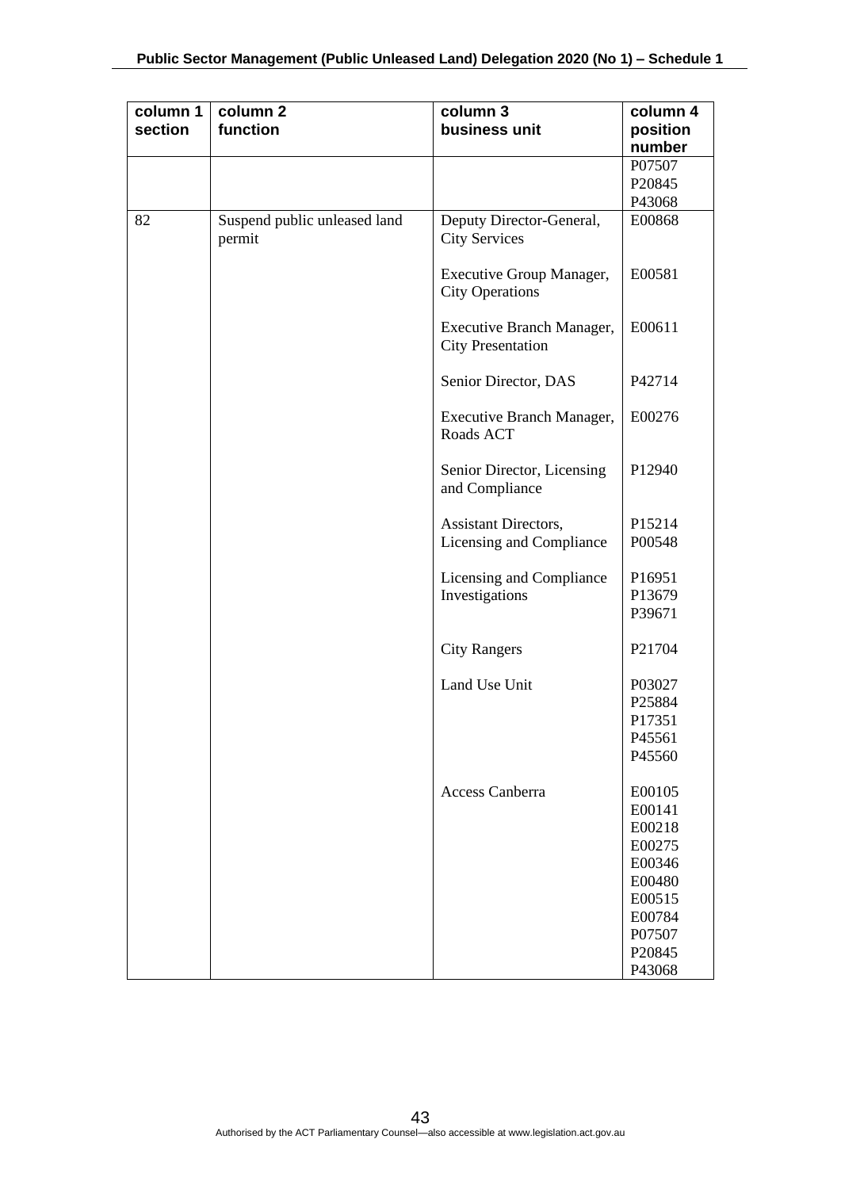| column 1 section | column 2 function | column 3 business unit | column 4 position number |
|---|---|---|---|
| | | | P07507<br>P20845<br>P43068 |
| 82 | Suspend public unleased land permit | Deputy Director-General, City Services | E00868 |
| | | Executive Group Manager, City Operations | E00581 |
| | | Executive Branch Manager, City Presentation | E00611 |
| | | Senior Director, DAS | P42714 |
| | | Executive Branch Manager, Roads ACT | E00276 |
| | | Senior Director, Licensing and Compliance | P12940 |
| | | Assistant Directors, Licensing and Compliance | P15214<br>P00548 |
| | | Licensing and Compliance Investigations | P16951<br>P13679<br>P39671 |
| | | City Rangers | P21704 |
| | | Land Use Unit | P03027<br>P25884<br>P17351<br>P45561<br>P45560 |
| | | Access Canberra | E00105<br>E00141<br>E00218<br>E00275<br>E00346<br>E00480<br>E00515<br>E00784<br>P07507<br>P20845<br>P43068 |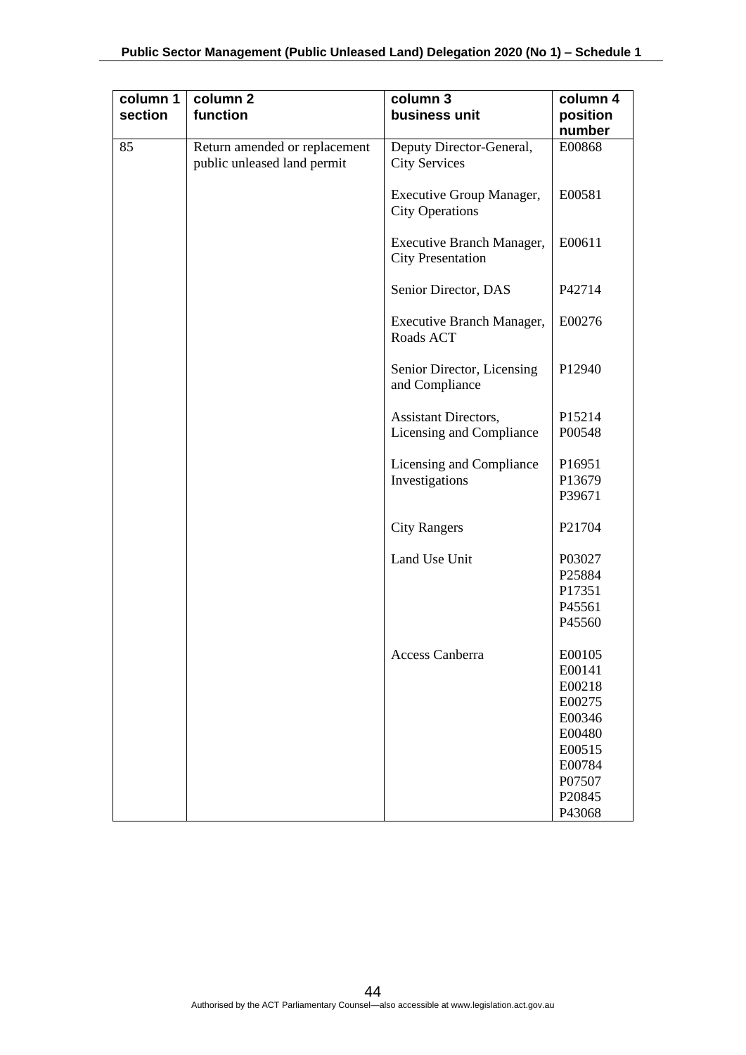| column 1 section | column 2 function | column 3 business unit | column 4 position number |
|---|---|---|---|
| 85 | Return amended or replacement public unleased land permit | Deputy Director-General, City Services | E00868 |
| | | Executive Group Manager, City Operations | E00581 |
| | | Executive Branch Manager, City Presentation | E00611 |
| | | Senior Director, DAS | P42714 |
| | | Executive Branch Manager, Roads ACT | E00276 |
| | | Senior Director, Licensing and Compliance | P12940 |
| | | Assistant Directors, Licensing and Compliance | P15214<br>P00548 |
| | | Licensing and Compliance Investigations | P16951<br>P13679<br>P39671 |
| | | City Rangers | P21704 |
| | | Land Use Unit | P03027<br>P25884<br>P17351<br>P45561<br>P45560 |
| | | Access Canberra | E00105<br>E00141<br>E00218<br>E00275<br>E00346<br>E00480<br>E00515<br>E00784<br>P07507<br>P20845<br>P43068 |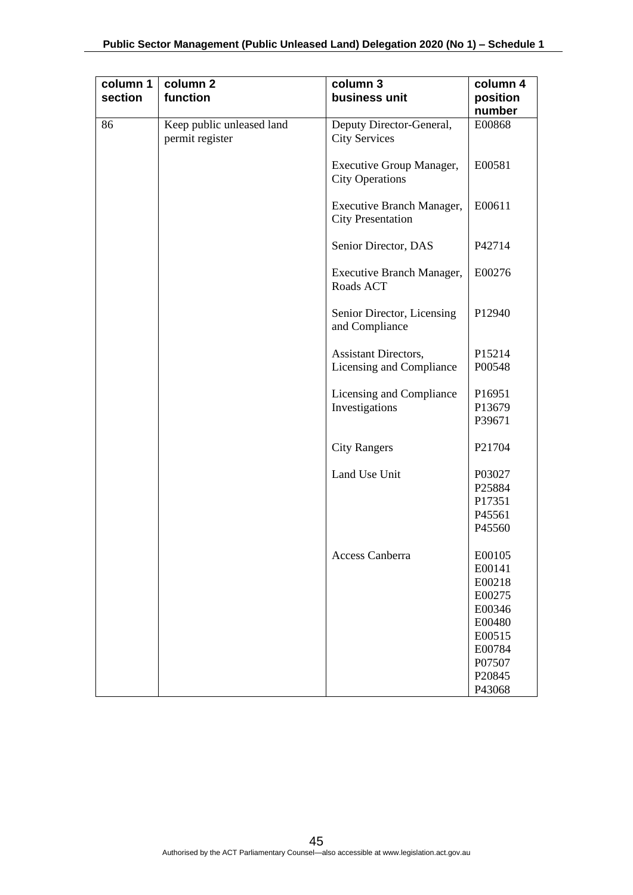| column 1 section | column 2 function | column 3 business unit | column 4 position number |
|---|---|---|---|
| 86 | Keep public unleased land permit register | Deputy Director-General, City Services | E00868 |
| | | Executive Group Manager, City Operations | E00581 |
| | | Executive Branch Manager, City Presentation | E00611 |
| | | Senior Director, DAS | P42714 |
| | | Executive Branch Manager, Roads ACT | E00276 |
| | | Senior Director, Licensing and Compliance | P12940 |
| | | Assistant Directors, Licensing and Compliance | P15214<br>P00548 |
| | | Licensing and Compliance Investigations | P16951<br>P13679<br>P39671 |
| | | City Rangers | P21704 |
| | | Land Use Unit | P03027<br>P25884<br>P17351<br>P45561<br>P45560 |
| | | Access Canberra | E00105<br>E00141<br>E00218<br>E00275<br>E00346<br>E00480<br>E00515<br>E00784<br>P07507<br>P20845<br>P43068 |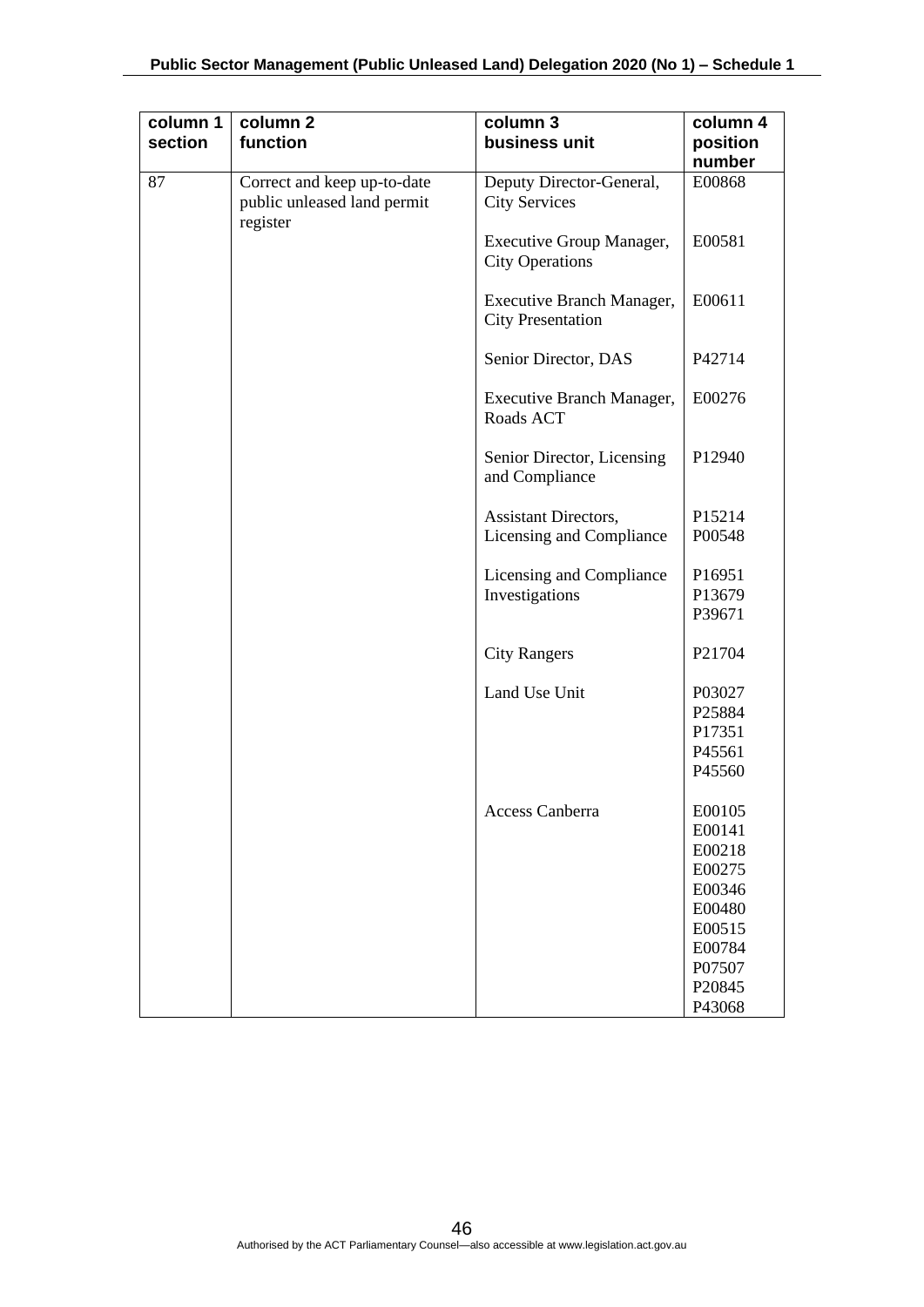| column 1 section | column 2 function | column 3 business unit | column 4 position number |
|---|---|---|---|
| 87 | Correct and keep up-to-date public unleased land permit register | Deputy Director-General, City Services | E00868 |
| | | Executive Group Manager, City Operations | E00581 |
| | | Executive Branch Manager, City Presentation | E00611 |
| | | Senior Director, DAS | P42714 |
| | | Executive Branch Manager, Roads ACT | E00276 |
| | | Senior Director, Licensing and Compliance | P12940 |
| | | Assistant Directors, Licensing and Compliance | P15214<br>P00548 |
| | | Licensing and Compliance Investigations | P16951<br>P13679<br>P39671 |
| | | City Rangers | P21704 |
| | | Land Use Unit | P03027<br>P25884<br>P17351<br>P45561<br>P45560 |
| | | Access Canberra | E00105<br>E00141<br>E00218<br>E00275<br>E00346<br>E00480<br>E00515<br>E00784<br>P07507<br>P20845<br>P43068 |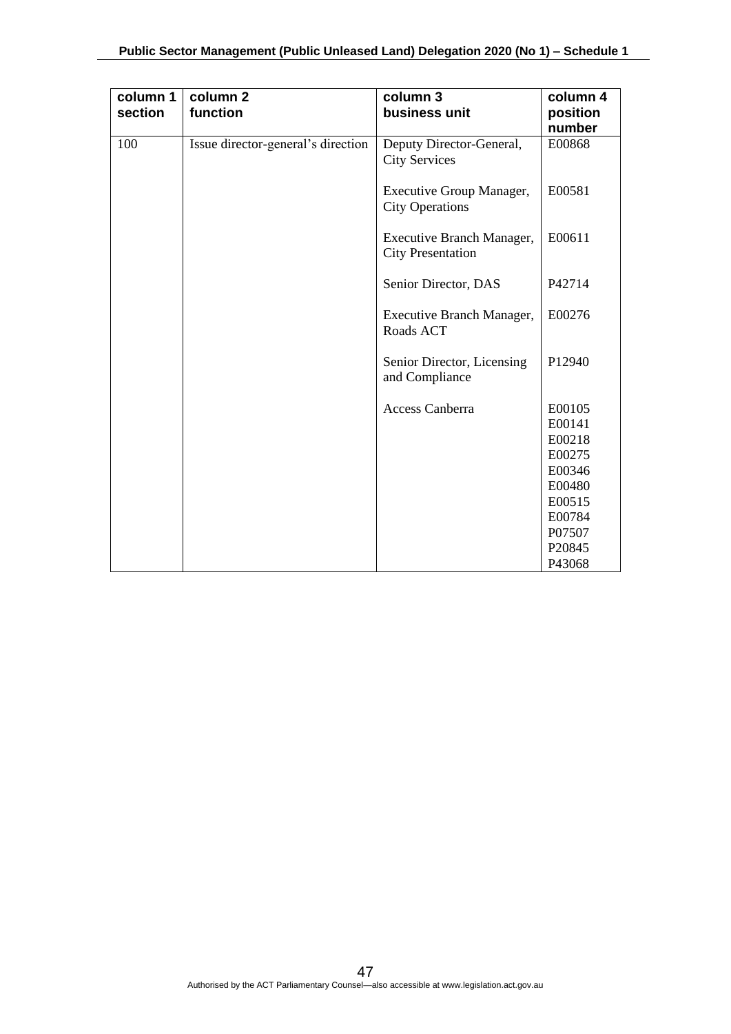| column 1 section | column 2 function | column 3 business unit | column 4 position number |
|---|---|---|---|
| 100 | Issue director-general's direction | Deputy Director-General, City Services | E00868 |
| | | Executive Group Manager, City Operations | E00581 |
| | | Executive Branch Manager, City Presentation | E00611 |
| | | Senior Director, DAS | P42714 |
| | | Executive Branch Manager, Roads ACT | E00276 |
| | | Senior Director, Licensing and Compliance | P12940 |
| | | Access Canberra | E00105<br>E00141<br>E00218<br>E00275<br>E00346<br>E00480<br>E00515<br>E00784<br>P07507<br>P20845<br>P43068 |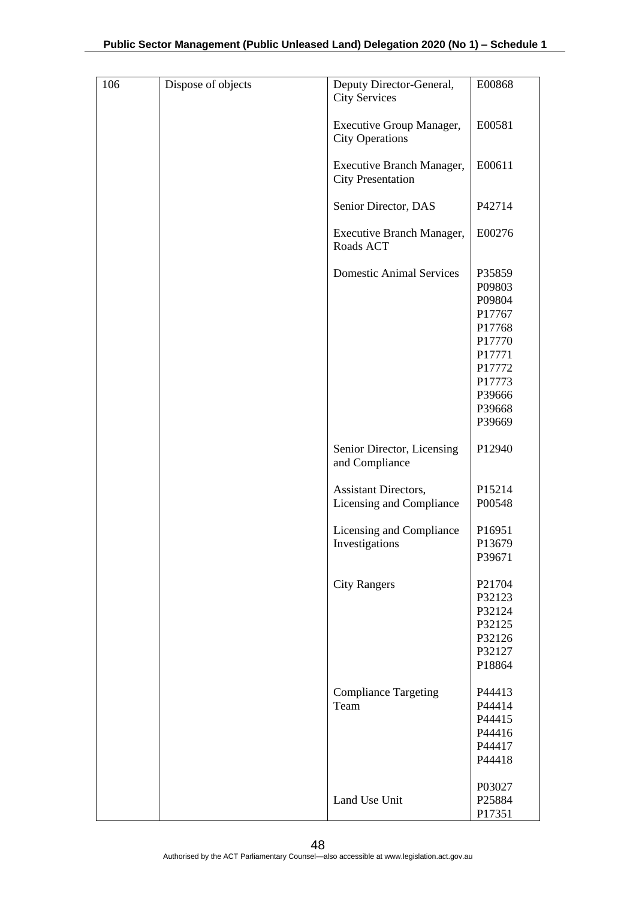| 106 | Dispose of objects | Deputy Director-General, City Services | E00868 |
|---|---|---|---|
| | | Executive Group Manager, City Operations | E00581 |
| | | Executive Branch Manager, City Presentation | E00611 |
| | | Senior Director, DAS | P42714 |
| | | Executive Branch Manager, Roads ACT | E00276 |
| | | Domestic Animal Services | P35859<br>P09803<br>P09804<br>P17767<br>P17768<br>P17770<br>P17771<br>P17772<br>P17773<br>P39666<br>P39668<br>P39669 |
| | | Senior Director, Licensing and Compliance | P12940 |
| | | Assistant Directors, Licensing and Compliance | P15214<br>P00548 |
| | | Licensing and Compliance Investigations | P16951<br>P13679<br>P39671 |
| | | City Rangers | P21704<br>P32123<br>P32124<br>P32125<br>P32126<br>P32127<br>P18864 |
| | | Compliance Targeting Team | P44413<br>P44414<br>P44415<br>P44416<br>P44417<br>P44418 |
| | | Land Use Unit | P03027<br>P25884<br>P17351 |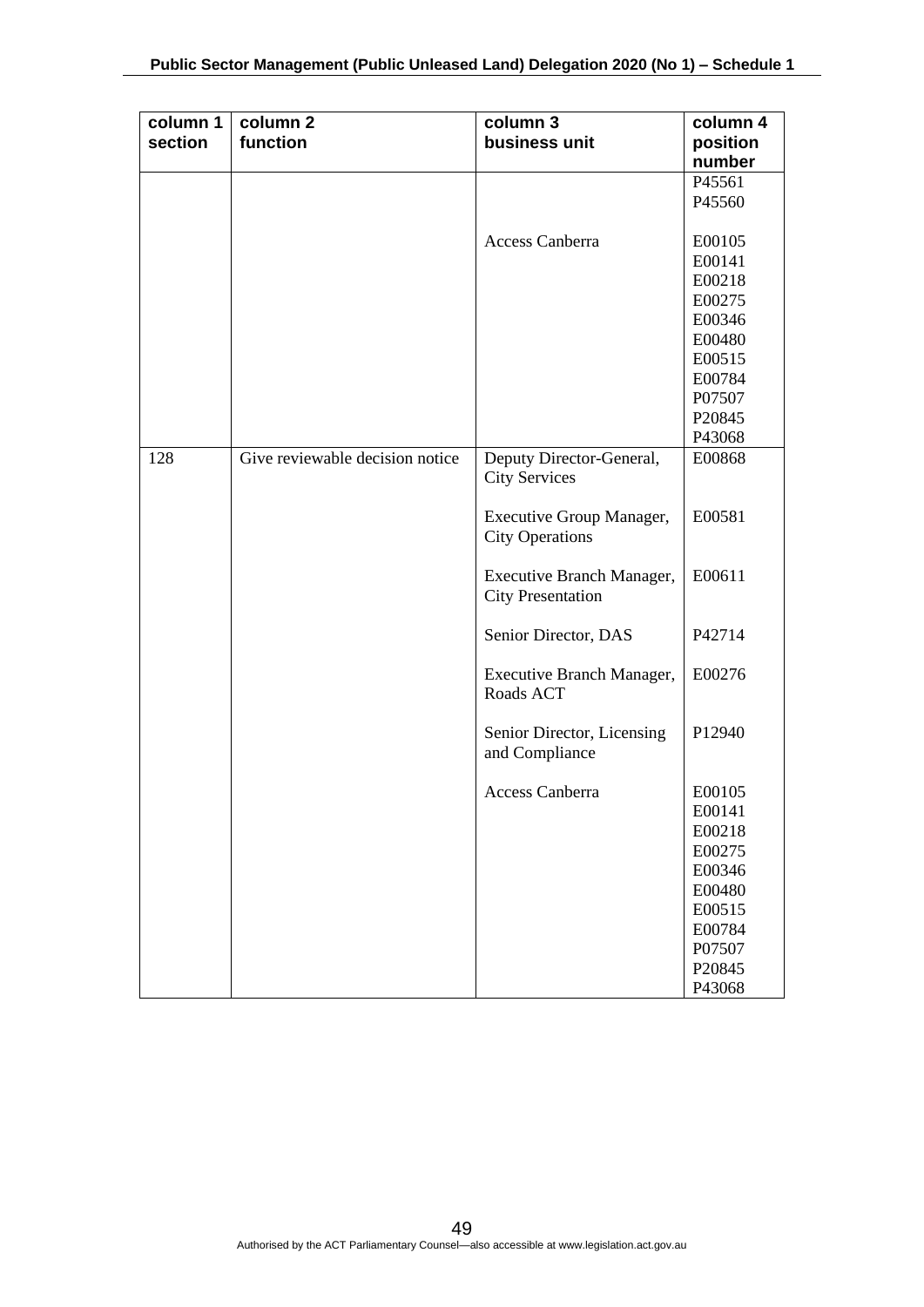| column 1 section | column 2 function | column 3 business unit | column 4 position number |
|---|---|---|---|
| | | | P45561<br>P45560 |
| | | Access Canberra | E00105<br>E00141<br>E00218<br>E00275<br>E00346<br>E00480<br>E00515<br>E00784<br>P07507<br>P20845<br>P43068 |
| 128 | Give reviewable decision notice | Deputy Director-General, City Services | E00868 |
| | | Executive Group Manager, City Operations | E00581 |
| | | Executive Branch Manager, City Presentation | E00611 |
| | | Senior Director, DAS | P42714 |
| | | Executive Branch Manager, Roads ACT | E00276 |
| | | Senior Director, Licensing and Compliance | P12940 |
| | | Access Canberra | E00105<br>E00141<br>E00218<br>E00275<br>E00346<br>E00480<br>E00515<br>E00784<br>P07507<br>P20845<br>P43068 |